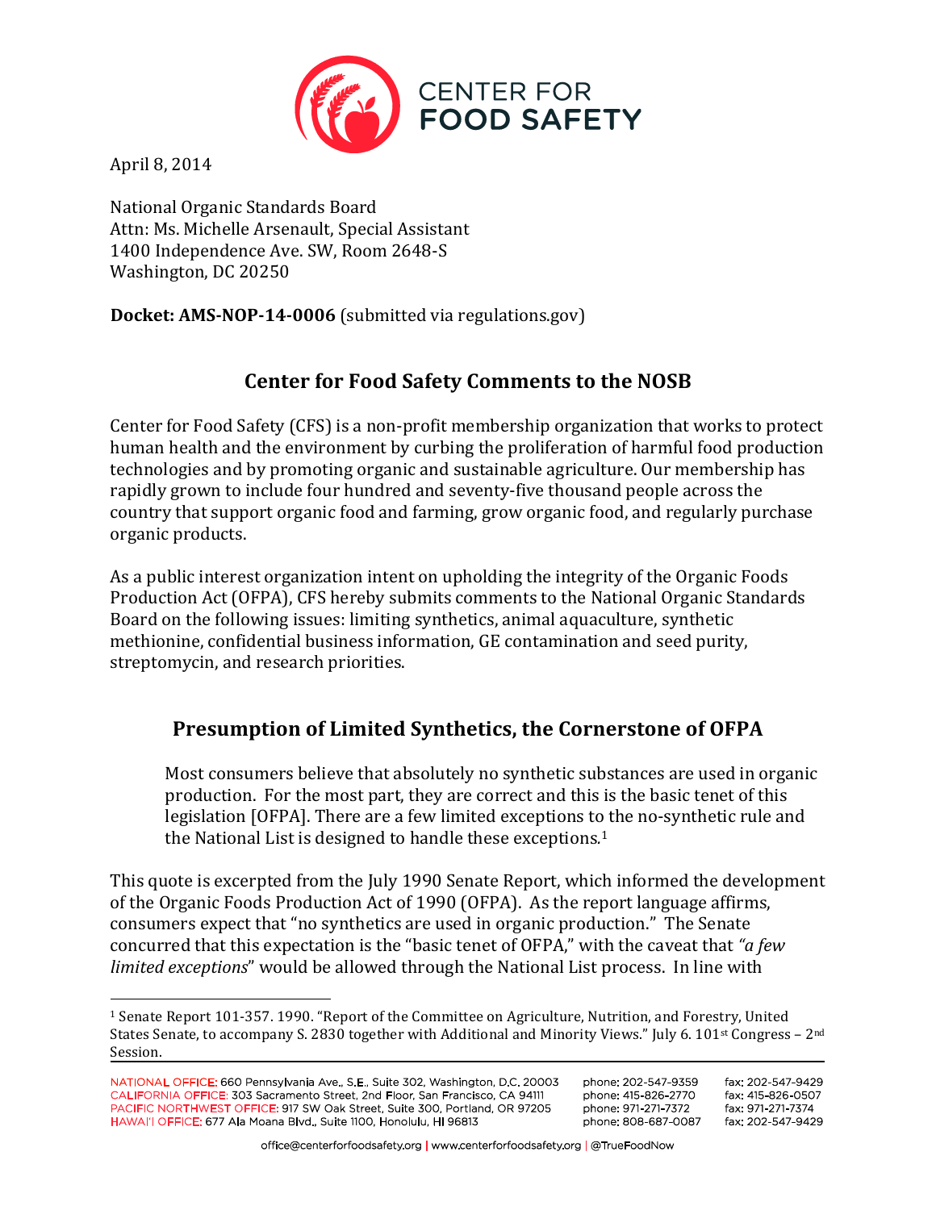April 8, 2014

National Organic Standards Board
Attn: Ms. Michelle Arsenault, Special Assistant
1400 Independence Ave. SW, Room 2648-S
Washington, DC 20250

**Docket: AMS-NOP-14-0006** (submitted via regulations.gov)

## Center for Food Safety Comments to the NOSB

Center for Food Safety (CFS) is a non-profit membership organization that works to protect human health and the environment by curbing the proliferation of harmful food production technologies and by promoting organic and sustainable agriculture. Our membership has rapidly grown to include four hundred and seventy-five thousand people across the country that support organic food and farming, grow organic food, and regularly purchase organic products.

As a public interest organization intent on upholding the integrity of the Organic Foods Production Act (OFPA), CFS hereby submits comments to the National Organic Standards Board on the following issues: limiting synthetics, animal aquaculture, synthetic methionine, confidential business information, GE contamination and seed purity, streptomycin, and research priorities.

## Presumption of Limited Synthetics, the Cornerstone of OFPA

> Most consumers believe that absolutely no synthetic substances are used in organic production. For the most part, they are correct and this is the basic tenet of this legislation [OFPA]. There are a few limited exceptions to the no-synthetic rule and the National List is designed to handle these exceptions.[1]

This quote is excerpted from the July 1990 Senate Report, which informed the development of the Organic Foods Production Act of 1990 (OFPA). As the report language affirms, consumers expect that "no synthetics are used in organic production." The Senate concurred that this expectation is the "basic tenet of OFPA," with the caveat that *"a few limited exceptions*" would be allowed through the National List process. In line with

[1] Senate Report 101-357. 1990. "Report of the Committee on Agriculture, Nutrition, and Forestry, United States Senate, to accompany S. 2830 together with Additional and Minority Views." July 6. 101st Congress – 2nd Session.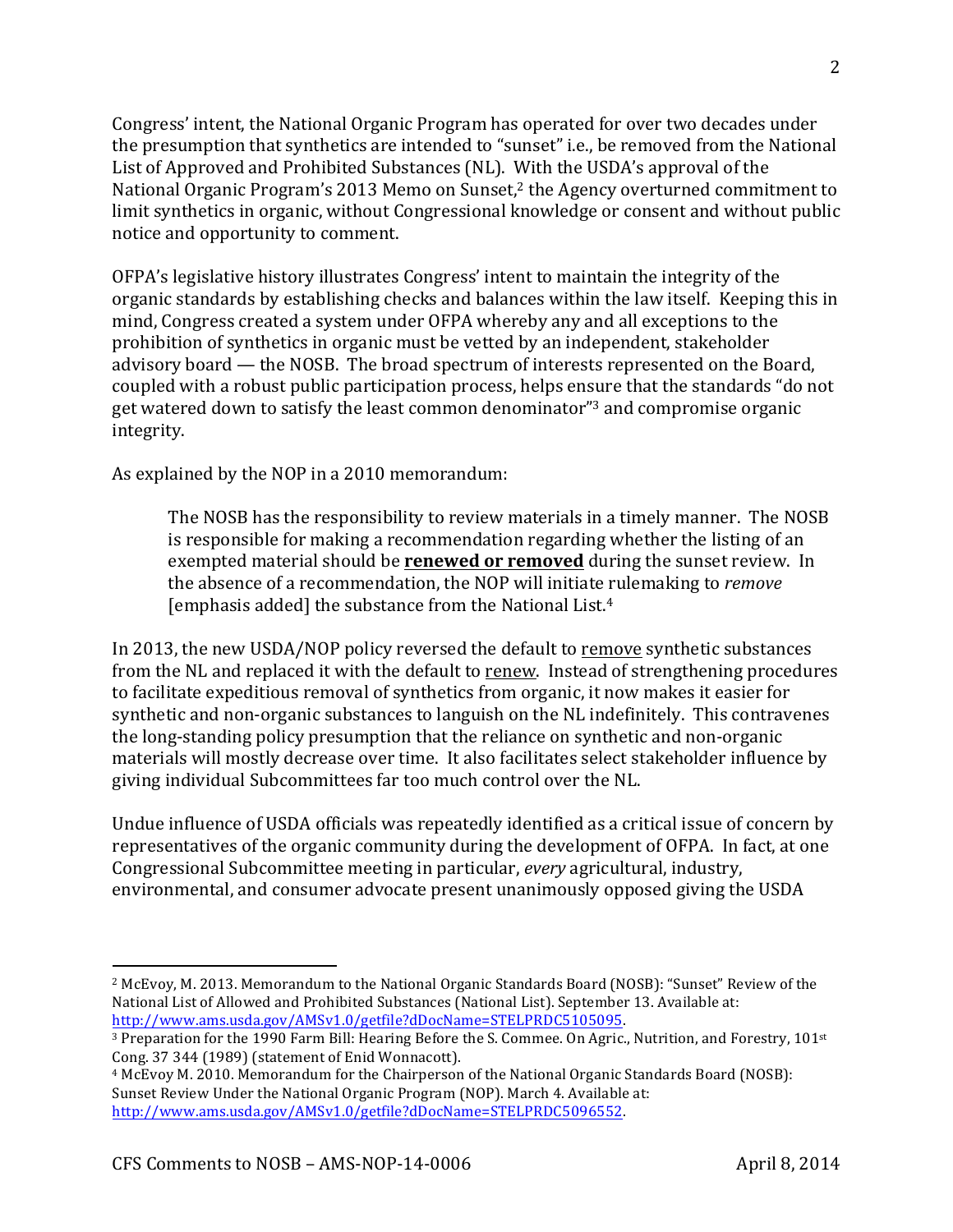Congress' intent, the National Organic Program has operated for over two decades under the presumption that synthetics are intended to "sunset" i.e., be removed from the National List of Approved and Prohibited Substances (NL). With the USDA's approval of the National Organic Program's 2013 Memo on Sunset,[2] the Agency overturned commitment to limit synthetics in organic, without Congressional knowledge or consent and without public notice and opportunity to comment.

OFPA's legislative history illustrates Congress' intent to maintain the integrity of the organic standards by establishing checks and balances within the law itself. Keeping this in mind, Congress created a system under OFPA whereby any and all exceptions to the prohibition of synthetics in organic must be vetted by an independent, stakeholder advisory board — the NOSB. The broad spectrum of interests represented on the Board, coupled with a robust public participation process, helps ensure that the standards "do not get watered down to satisfy the least common denominator"[3] and compromise organic integrity.

As explained by the NOP in a 2010 memorandum:

> The NOSB has the responsibility to review materials in a timely manner. The NOSB is responsible for making a recommendation regarding whether the listing of an exempted material should be <u>**renewed or removed**</u> during the sunset review. In the absence of a recommendation, the NOP will initiate rulemaking to *remove* [emphasis added] the substance from the National List.[4]

In 2013, the new USDA/NOP policy reversed the default to <u>remove</u> synthetic substances from the NL and replaced it with the default to <u>renew</u>. Instead of strengthening procedures to facilitate expeditious removal of synthetics from organic, it now makes it easier for synthetic and non-organic substances to languish on the NL indefinitely. This contravenes the long-standing policy presumption that the reliance on synthetic and non-organic materials will mostly decrease over time. It also facilitates select stakeholder influence by giving individual Subcommittees far too much control over the NL.

Undue influence of USDA officials was repeatedly identified as a critical issue of concern by representatives of the organic community during the development of OFPA. In fact, at one Congressional Subcommittee meeting in particular, *every* agricultural, industry, environmental, and consumer advocate present unanimously opposed giving the USDA

---

[2] McEvoy, M. 2013. Memorandum to the National Organic Standards Board (NOSB): "Sunset" Review of the National List of Allowed and Prohibited Substances (National List). September 13. Available at: http://www.ams.usda.gov/AMSv1.0/getfile?dDocName=STELPRDC5105095.

[3] Preparation for the 1990 Farm Bill: Hearing Before the S. Commee. On Agric., Nutrition, and Forestry, 101st Cong. 37 344 (1989) (statement of Enid Wonnacott).

[4] McEvoy M. 2010. Memorandum for the Chairperson of the National Organic Standards Board (NOSB): Sunset Review Under the National Organic Program (NOP). March 4. Available at: http://www.ams.usda.gov/AMSv1.0/getfile?dDocName=STELPRDC5096552.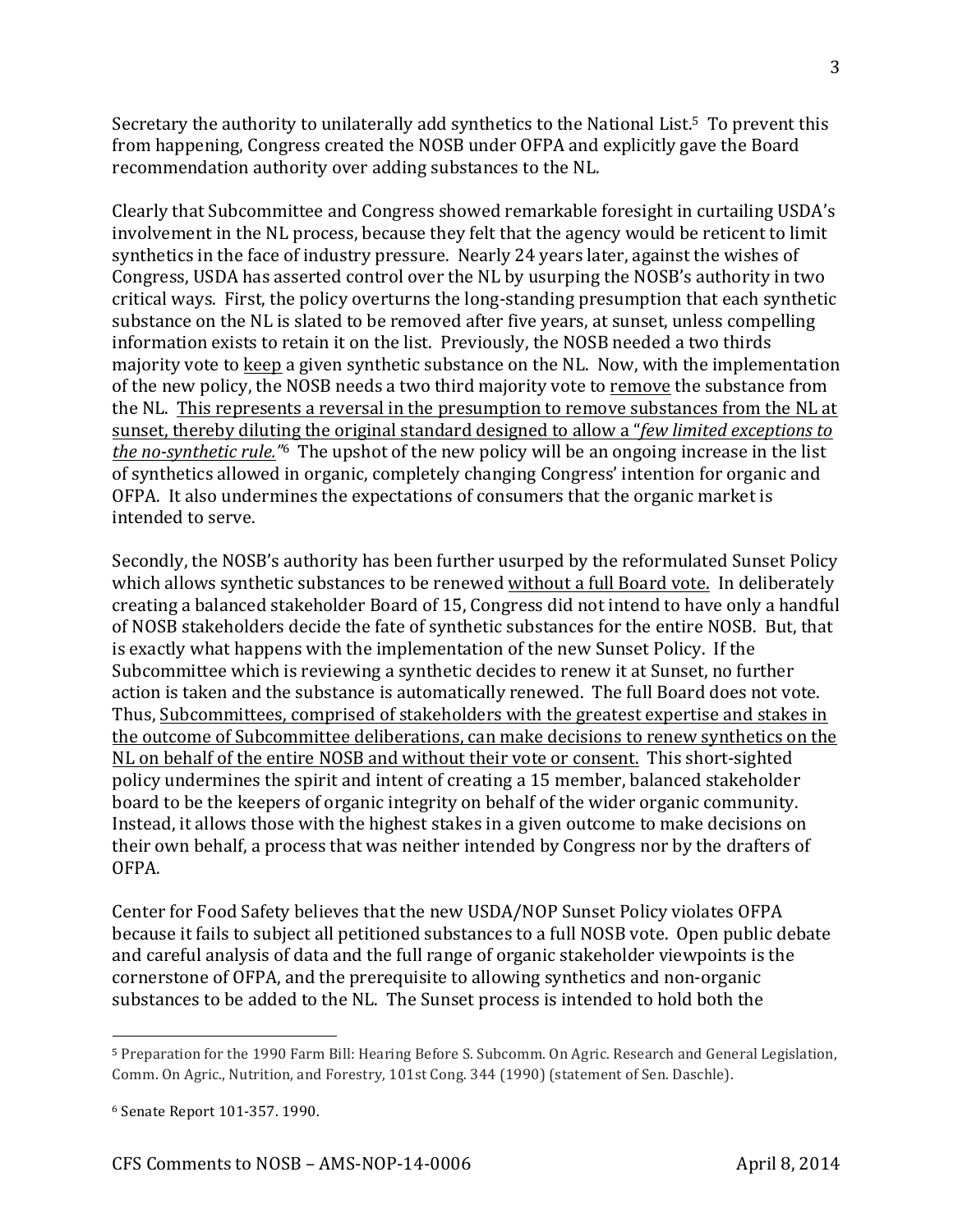Secretary the authority to unilaterally add synthetics to the National List.[5] To prevent this from happening, Congress created the NOSB under OFPA and explicitly gave the Board recommendation authority over adding substances to the NL.

Clearly that Subcommittee and Congress showed remarkable foresight in curtailing USDA's involvement in the NL process, because they felt that the agency would be reticent to limit synthetics in the face of industry pressure. Nearly 24 years later, against the wishes of Congress, USDA has asserted control over the NL by usurping the NOSB's authority in two critical ways. First, the policy overturns the long-standing presumption that each synthetic substance on the NL is slated to be removed after five years, at sunset, unless compelling information exists to retain it on the list. Previously, the NOSB needed a two thirds majority vote to <u>keep</u> a given synthetic substance on the NL. Now, with the implementation of the new policy, the NOSB needs a two third majority vote to <u>remove</u> the substance from the NL. <u>This represents a reversal in the presumption to remove substances from the NL at sunset, thereby diluting the original standard designed to allow a "*few limited exceptions to the no-synthetic rule.*"</u>[6] The upshot of the new policy will be an ongoing increase in the list of synthetics allowed in organic, completely changing Congress' intention for organic and OFPA. It also undermines the expectations of consumers that the organic market is intended to serve.

Secondly, the NOSB's authority has been further usurped by the reformulated Sunset Policy which allows synthetic substances to be renewed <u>without a full Board vote.</u> In deliberately creating a balanced stakeholder Board of 15, Congress did not intend to have only a handful of NOSB stakeholders decide the fate of synthetic substances for the entire NOSB. But, that is exactly what happens with the implementation of the new Sunset Policy. If the Subcommittee which is reviewing a synthetic decides to renew it at Sunset, no further action is taken and the substance is automatically renewed. The full Board does not vote. Thus, <u>Subcommittees, comprised of stakeholders with the greatest expertise and stakes in the outcome of Subcommittee deliberations, can make decisions to renew synthetics on the NL on behalf of the entire NOSB and without their vote or consent.</u> This short-sighted policy undermines the spirit and intent of creating a 15 member, balanced stakeholder board to be the keepers of organic integrity on behalf of the wider organic community. Instead, it allows those with the highest stakes in a given outcome to make decisions on their own behalf, a process that was neither intended by Congress nor by the drafters of OFPA.

Center for Food Safety believes that the new USDA/NOP Sunset Policy violates OFPA because it fails to subject all petitioned substances to a full NOSB vote. Open public debate and careful analysis of data and the full range of organic stakeholder viewpoints is the cornerstone of OFPA, and the prerequisite to allowing synthetics and non-organic substances to be added to the NL. The Sunset process is intended to hold both the

---

[5] Preparation for the 1990 Farm Bill: Hearing Before S. Subcomm. On Agric. Research and General Legislation, Comm. On Agric., Nutrition, and Forestry, 101st Cong. 344 (1990) (statement of Sen. Daschle).

[6] Senate Report 101-357. 1990.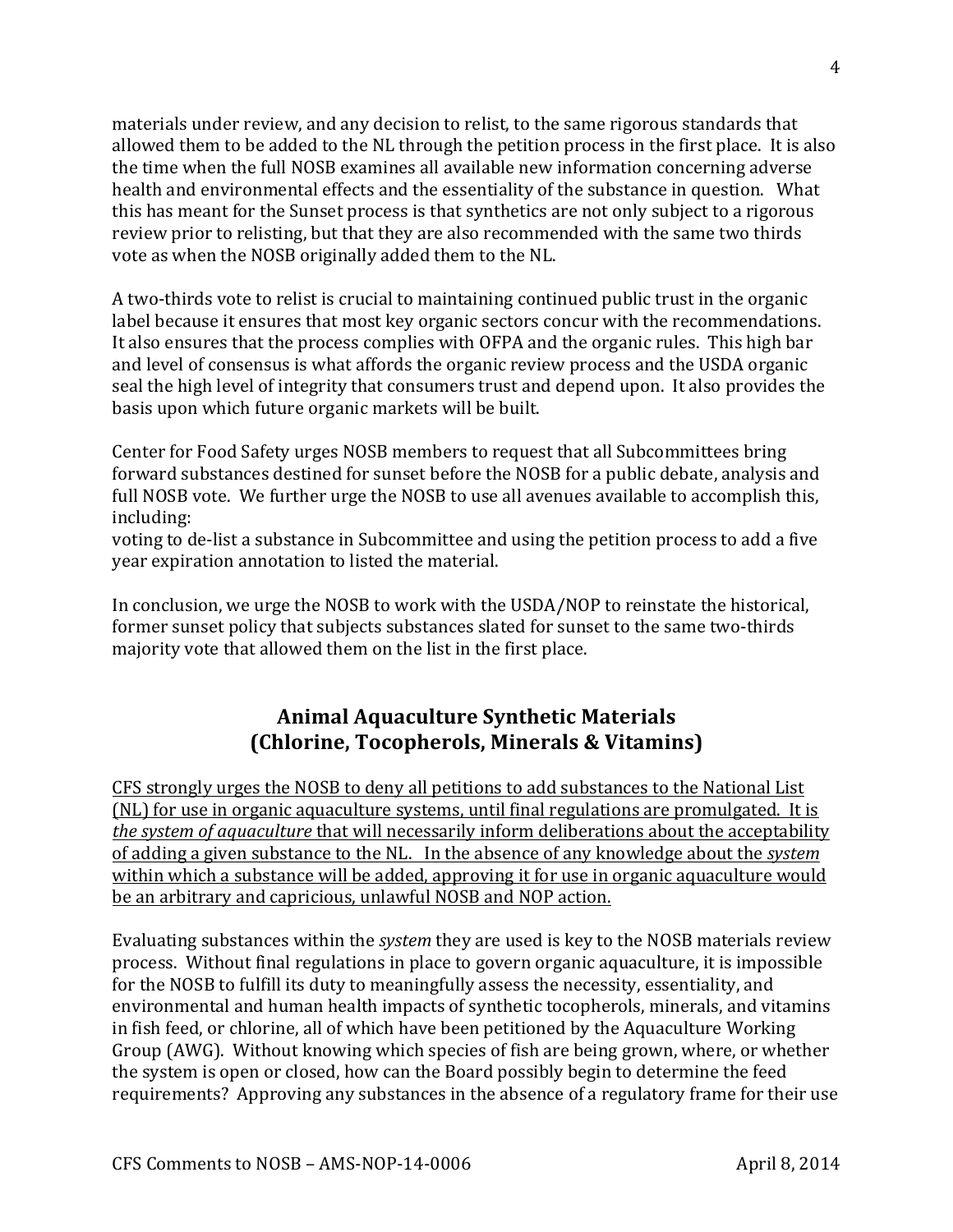materials under review, and any decision to relist, to the same rigorous standards that allowed them to be added to the NL through the petition process in the first place. It is also the time when the full NOSB examines all available new information concerning adverse health and environmental effects and the essentiality of the substance in question. What this has meant for the Sunset process is that synthetics are not only subject to a rigorous review prior to relisting, but that they are also recommended with the same two thirds vote as when the NOSB originally added them to the NL.

A two-thirds vote to relist is crucial to maintaining continued public trust in the organic label because it ensures that most key organic sectors concur with the recommendations. It also ensures that the process complies with OFPA and the organic rules. This high bar and level of consensus is what affords the organic review process and the USDA organic seal the high level of integrity that consumers trust and depend upon. It also provides the basis upon which future organic markets will be built.

Center for Food Safety urges NOSB members to request that all Subcommittees bring forward substances destined for sunset before the NOSB for a public debate, analysis and full NOSB vote. We further urge the NOSB to use all avenues available to accomplish this, including:
voting to de-list a substance in Subcommittee and using the petition process to add a five year expiration annotation to listed the material.

In conclusion, we urge the NOSB to work with the USDA/NOP to reinstate the historical, former sunset policy that subjects substances slated for sunset to the same two-thirds majority vote that allowed them on the list in the first place.

## Animal Aquaculture Synthetic Materials (Chlorine, Tocopherols, Minerals & Vitamins)

CFS strongly urges the NOSB to deny all petitions to add substances to the National List (NL) for use in organic aquaculture systems, until final regulations are promulgated. It is *the system of aquaculture* that will necessarily inform deliberations about the acceptability of adding a given substance to the NL. In the absence of any knowledge about the *system* within which a substance will be added, approving it for use in organic aquaculture would be an arbitrary and capricious, unlawful NOSB and NOP action.

Evaluating substances within the *system* they are used is key to the NOSB materials review process. Without final regulations in place to govern organic aquaculture, it is impossible for the NOSB to fulfill its duty to meaningfully assess the necessity, essentiality, and environmental and human health impacts of synthetic tocopherols, minerals, and vitamins in fish feed, or chlorine, all of which have been petitioned by the Aquaculture Working Group (AWG). Without knowing which species of fish are being grown, where, or whether the system is open or closed, how can the Board possibly begin to determine the feed requirements? Approving any substances in the absence of a regulatory frame for their use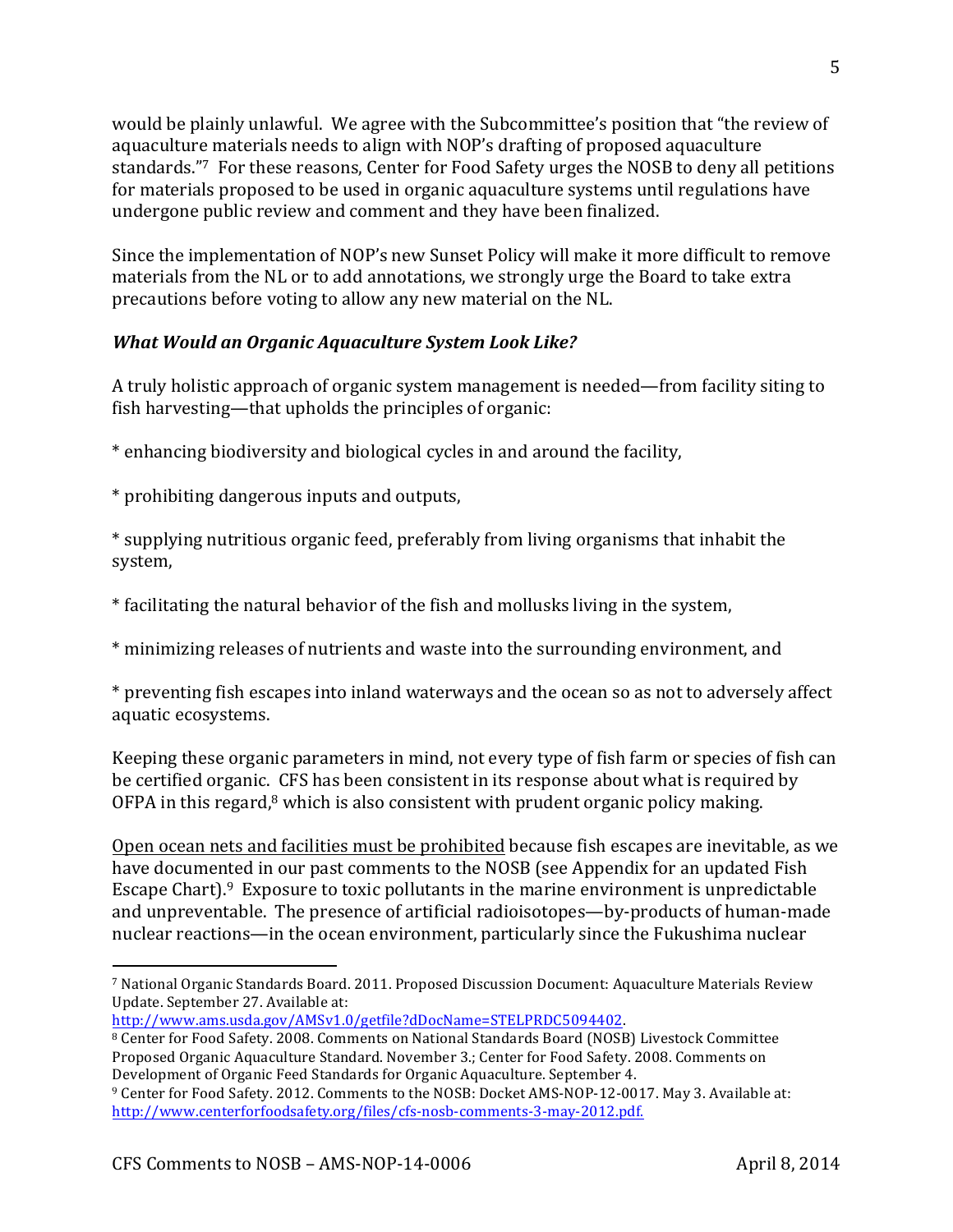would be plainly unlawful. We agree with the Subcommittee's position that "the review of aquaculture materials needs to align with NOP's drafting of proposed aquaculture standards."[7] For these reasons, Center for Food Safety urges the NOSB to deny all petitions for materials proposed to be used in organic aquaculture systems until regulations have undergone public review and comment and they have been finalized.

Since the implementation of NOP's new Sunset Policy will make it more difficult to remove materials from the NL or to add annotations, we strongly urge the Board to take extra precautions before voting to allow any new material on the NL.

***What Would an Organic Aquaculture System Look Like?***

A truly holistic approach of organic system management is needed—from facility siting to fish harvesting—that upholds the principles of organic:

* enhancing biodiversity and biological cycles in and around the facility,

* prohibiting dangerous inputs and outputs,

* supplying nutritious organic feed, preferably from living organisms that inhabit the system,

* facilitating the natural behavior of the fish and mollusks living in the system,

* minimizing releases of nutrients and waste into the surrounding environment, and

* preventing fish escapes into inland waterways and the ocean so as not to adversely affect aquatic ecosystems.

Keeping these organic parameters in mind, not every type of fish farm or species of fish can be certified organic. CFS has been consistent in its response about what is required by OFPA in this regard,[8] which is also consistent with prudent organic policy making.

<u>Open ocean nets and facilities must be prohibited</u> because fish escapes are inevitable, as we have documented in our past comments to the NOSB (see Appendix for an updated Fish Escape Chart).[9] Exposure to toxic pollutants in the marine environment is unpredictable and unpreventable. The presence of artificial radioisotopes—by-products of human-made nuclear reactions—in the ocean environment, particularly since the Fukushima nuclear

---

[7] National Organic Standards Board. 2011. Proposed Discussion Document: Aquaculture Materials Review Update. September 27. Available at: http://www.ams.usda.gov/AMSv1.0/getfile?dDocName=STELPRDC5094402.

[8] Center for Food Safety. 2008. Comments on National Standards Board (NOSB) Livestock Committee Proposed Organic Aquaculture Standard. November 3.; Center for Food Safety. 2008. Comments on Development of Organic Feed Standards for Organic Aquaculture. September 4.

[9] Center for Food Safety. 2012. Comments to the NOSB: Docket AMS-NOP-12-0017. May 3. Available at: http://www.centerforfoodsafety.org/files/cfs-nosb-comments-3-may-2012.pdf.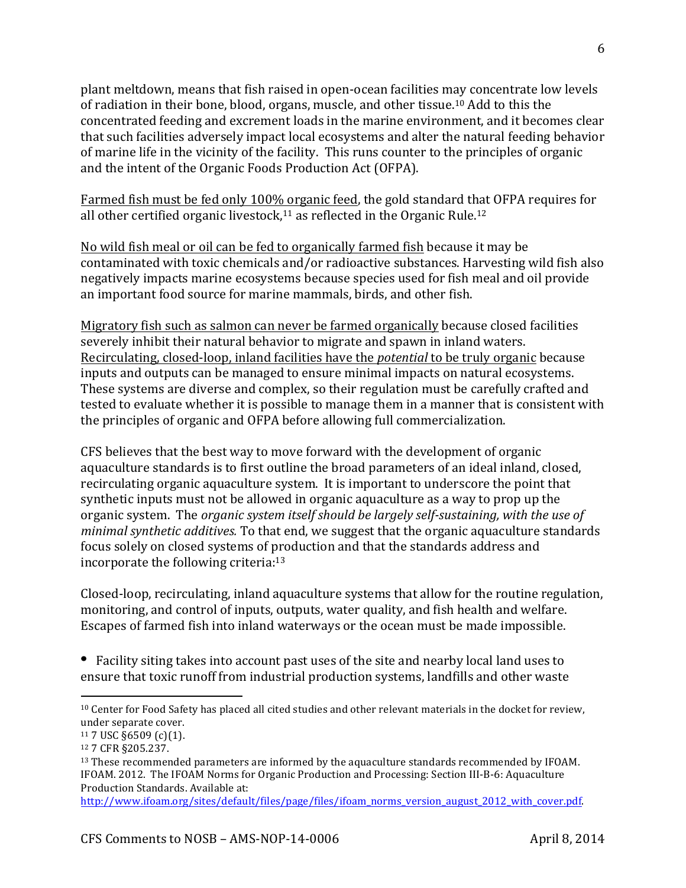plant meltdown, means that fish raised in open-ocean facilities may concentrate low levels of radiation in their bone, blood, organs, muscle, and other tissue.[10] Add to this the concentrated feeding and excrement loads in the marine environment, and it becomes clear that such facilities adversely impact local ecosystems and alter the natural feeding behavior of marine life in the vicinity of the facility. This runs counter to the principles of organic and the intent of the Organic Foods Production Act (OFPA).

<u>Farmed fish must be fed only 100% organic feed</u>, the gold standard that OFPA requires for all other certified organic livestock,[11] as reflected in the Organic Rule.[12]

<u>No wild fish meal or oil can be fed to organically farmed fish</u> because it may be contaminated with toxic chemicals and/or radioactive substances. Harvesting wild fish also negatively impacts marine ecosystems because species used for fish meal and oil provide an important food source for marine mammals, birds, and other fish.

<u>Migratory fish such as salmon can never be farmed organically</u> because closed facilities severely inhibit their natural behavior to migrate and spawn in inland waters. <u>Recirculating, closed-loop, inland facilities have the *potential* to be truly organic</u> because inputs and outputs can be managed to ensure minimal impacts on natural ecosystems. These systems are diverse and complex, so their regulation must be carefully crafted and tested to evaluate whether it is possible to manage them in a manner that is consistent with the principles of organic and OFPA before allowing full commercialization.

CFS believes that the best way to move forward with the development of organic aquaculture standards is to first outline the broad parameters of an ideal inland, closed, recirculating organic aquaculture system. It is important to underscore the point that synthetic inputs must not be allowed in organic aquaculture as a way to prop up the organic system. The *organic system itself should be largely self-sustaining, with the use of minimal synthetic additives.* To that end, we suggest that the organic aquaculture standards focus solely on closed systems of production and that the standards address and incorporate the following criteria:[13]

Closed-loop, recirculating, inland aquaculture systems that allow for the routine regulation, monitoring, and control of inputs, outputs, water quality, and fish health and welfare. Escapes of farmed fish into inland waterways or the ocean must be made impossible.

- Facility siting takes into account past uses of the site and nearby local land uses to ensure that toxic runoff from industrial production systems, landfills and other waste

---

[10] Center for Food Safety has placed all cited studies and other relevant materials in the docket for review, under separate cover.

[11] 7 USC §6509 (c)(1).

[12] 7 CFR §205.237.

[13] These recommended parameters are informed by the aquaculture standards recommended by IFOAM. IFOAM. 2012. The IFOAM Norms for Organic Production and Processing: Section III-B-6: Aquaculture Production Standards. Available at: http://www.ifoam.org/sites/default/files/page/files/ifoam_norms_version_august_2012_with_cover.pdf.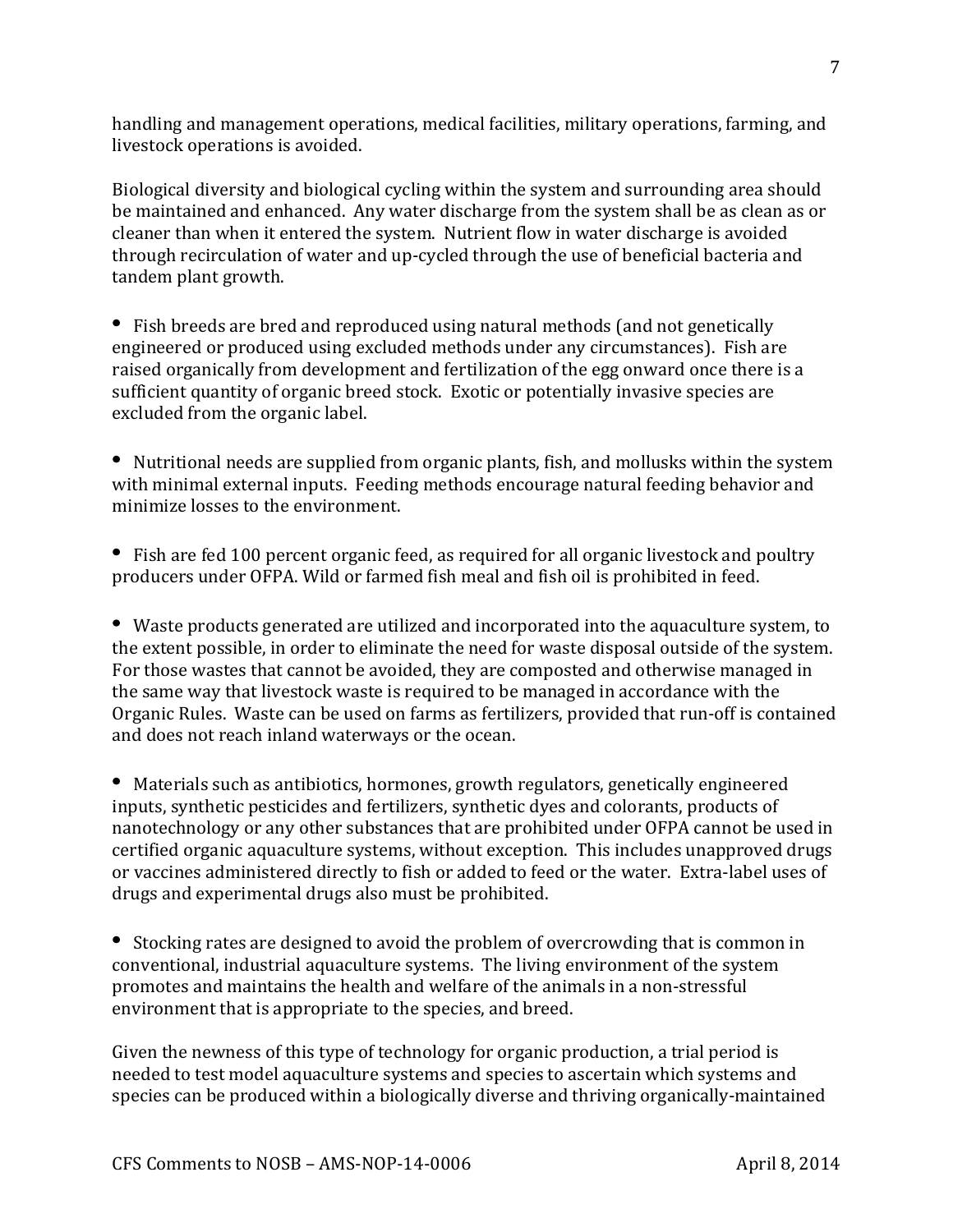handling and management operations, medical facilities, military operations, farming, and livestock operations is avoided.

Biological diversity and biological cycling within the system and surrounding area should be maintained and enhanced. Any water discharge from the system shall be as clean as or cleaner than when it entered the system. Nutrient flow in water discharge is avoided through recirculation of water and up-cycled through the use of beneficial bacteria and tandem plant growth.

- Fish breeds are bred and reproduced using natural methods (and not genetically engineered or produced using excluded methods under any circumstances). Fish are raised organically from development and fertilization of the egg onward once there is a sufficient quantity of organic breed stock. Exotic or potentially invasive species are excluded from the organic label.

- Nutritional needs are supplied from organic plants, fish, and mollusks within the system with minimal external inputs. Feeding methods encourage natural feeding behavior and minimize losses to the environment.

- Fish are fed 100 percent organic feed, as required for all organic livestock and poultry producers under OFPA. Wild or farmed fish meal and fish oil is prohibited in feed.

- Waste products generated are utilized and incorporated into the aquaculture system, to the extent possible, in order to eliminate the need for waste disposal outside of the system. For those wastes that cannot be avoided, they are composted and otherwise managed in the same way that livestock waste is required to be managed in accordance with the Organic Rules. Waste can be used on farms as fertilizers, provided that run-off is contained and does not reach inland waterways or the ocean.

- Materials such as antibiotics, hormones, growth regulators, genetically engineered inputs, synthetic pesticides and fertilizers, synthetic dyes and colorants, products of nanotechnology or any other substances that are prohibited under OFPA cannot be used in certified organic aquaculture systems, without exception. This includes unapproved drugs or vaccines administered directly to fish or added to feed or the water. Extra-label uses of drugs and experimental drugs also must be prohibited.

- Stocking rates are designed to avoid the problem of overcrowding that is common in conventional, industrial aquaculture systems. The living environment of the system promotes and maintains the health and welfare of the animals in a non-stressful environment that is appropriate to the species, and breed.

Given the newness of this type of technology for organic production, a trial period is needed to test model aquaculture systems and species to ascertain which systems and species can be produced within a biologically diverse and thriving organically-maintained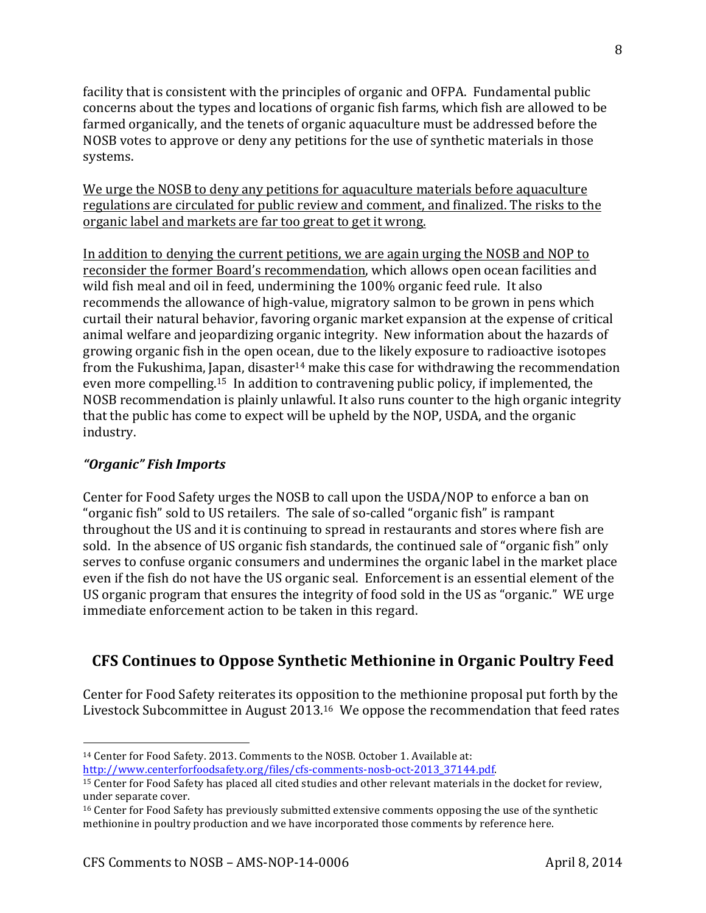facility that is consistent with the principles of organic and OFPA. Fundamental public concerns about the types and locations of organic fish farms, which fish are allowed to be farmed organically, and the tenets of organic aquaculture must be addressed before the NOSB votes to approve or deny any petitions for the use of synthetic materials in those systems.

<u>We urge the NOSB to deny any petitions for aquaculture materials before aquaculture regulations are circulated for public review and comment, and finalized. The risks to the organic label and markets are far too great to get it wrong.</u>

<u>In addition to denying the current petitions, we are again urging the NOSB and NOP to reconsider the former Board's recommendation</u>, which allows open ocean facilities and wild fish meal and oil in feed, undermining the 100% organic feed rule. It also recommends the allowance of high-value, migratory salmon to be grown in pens which curtail their natural behavior, favoring organic market expansion at the expense of critical animal welfare and jeopardizing organic integrity. New information about the hazards of growing organic fish in the open ocean, due to the likely exposure to radioactive isotopes from the Fukushima, Japan, disaster[14] make this case for withdrawing the recommendation even more compelling.[15] In addition to contravening public policy, if implemented, the NOSB recommendation is plainly unlawful. It also runs counter to the high organic integrity that the public has come to expect will be upheld by the NOP, USDA, and the organic industry.

***"Organic" Fish Imports***

Center for Food Safety urges the NOSB to call upon the USDA/NOP to enforce a ban on "organic fish" sold to US retailers. The sale of so-called "organic fish" is rampant throughout the US and it is continuing to spread in restaurants and stores where fish are sold. In the absence of US organic fish standards, the continued sale of "organic fish" only serves to confuse organic consumers and undermines the organic label in the market place even if the fish do not have the US organic seal. Enforcement is an essential element of the US organic program that ensures the integrity of food sold in the US as "organic." WE urge immediate enforcement action to be taken in this regard.

## CFS Continues to Oppose Synthetic Methionine in Organic Poultry Feed

Center for Food Safety reiterates its opposition to the methionine proposal put forth by the Livestock Subcommittee in August 2013.[16] We oppose the recommendation that feed rates

---

[14] Center for Food Safety. 2013. Comments to the NOSB. October 1. Available at: http://www.centerforfoodsafety.org/files/cfs-comments-nosb-oct-2013_37144.pdf.

[15] Center for Food Safety has placed all cited studies and other relevant materials in the docket for review, under separate cover.

[16] Center for Food Safety has previously submitted extensive comments opposing the use of the synthetic methionine in poultry production and we have incorporated those comments by reference here.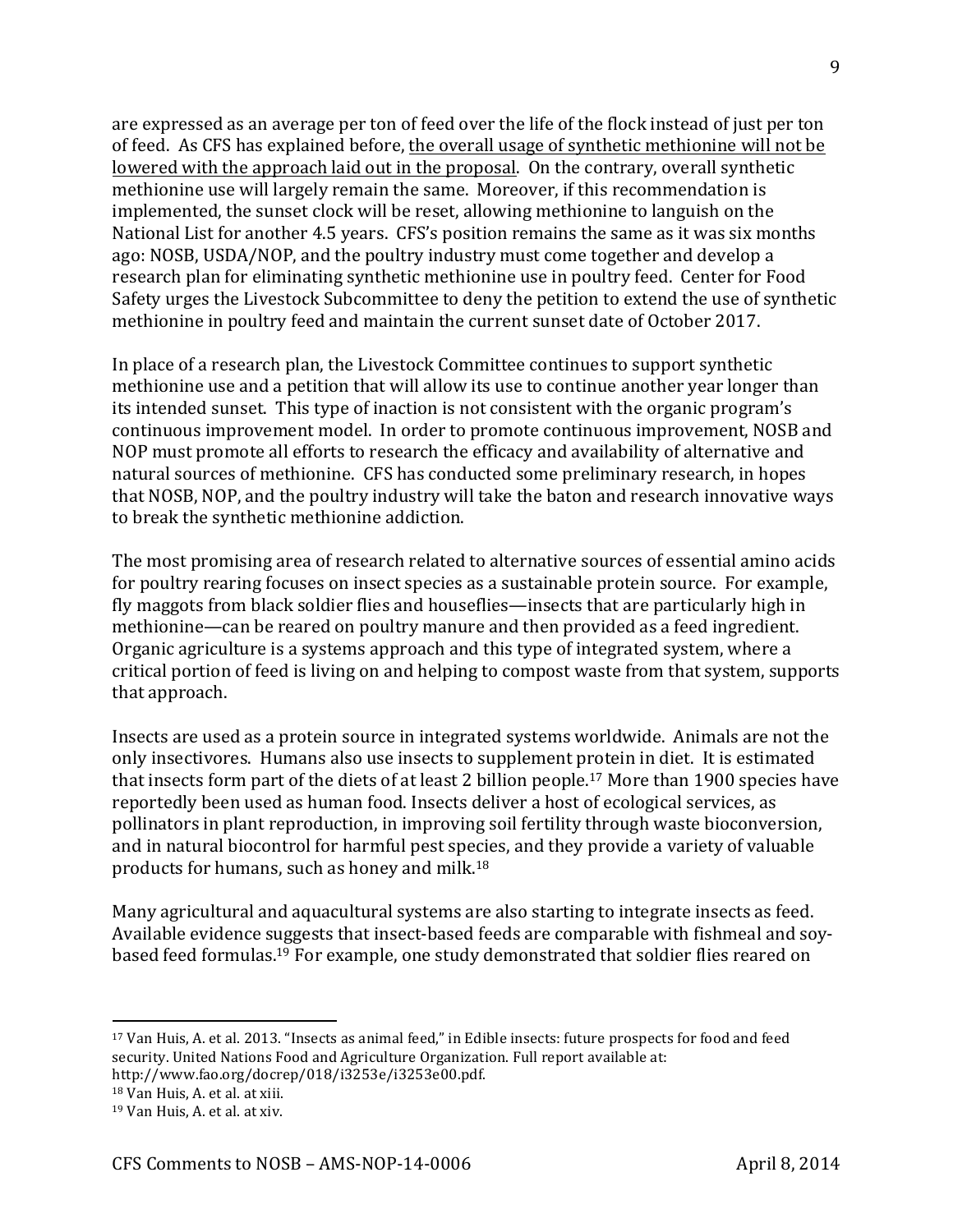are expressed as an average per ton of feed over the life of the flock instead of just per ton of feed. As CFS has explained before, <u>the overall usage of synthetic methionine will not be lowered with the approach laid out in the proposal</u>. On the contrary, overall synthetic methionine use will largely remain the same. Moreover, if this recommendation is implemented, the sunset clock will be reset, allowing methionine to languish on the National List for another 4.5 years. CFS's position remains the same as it was six months ago: NOSB, USDA/NOP, and the poultry industry must come together and develop a research plan for eliminating synthetic methionine use in poultry feed. Center for Food Safety urges the Livestock Subcommittee to deny the petition to extend the use of synthetic methionine in poultry feed and maintain the current sunset date of October 2017.

In place of a research plan, the Livestock Committee continues to support synthetic methionine use and a petition that will allow its use to continue another year longer than its intended sunset. This type of inaction is not consistent with the organic program's continuous improvement model. In order to promote continuous improvement, NOSB and NOP must promote all efforts to research the efficacy and availability of alternative and natural sources of methionine. CFS has conducted some preliminary research, in hopes that NOSB, NOP, and the poultry industry will take the baton and research innovative ways to break the synthetic methionine addiction.

The most promising area of research related to alternative sources of essential amino acids for poultry rearing focuses on insect species as a sustainable protein source. For example, fly maggots from black soldier flies and houseflies—insects that are particularly high in methionine—can be reared on poultry manure and then provided as a feed ingredient. Organic agriculture is a systems approach and this type of integrated system, where a critical portion of feed is living on and helping to compost waste from that system, supports that approach.

Insects are used as a protein source in integrated systems worldwide. Animals are not the only insectivores. Humans also use insects to supplement protein in diet. It is estimated that insects form part of the diets of at least 2 billion people.[17] More than 1900 species have reportedly been used as human food. Insects deliver a host of ecological services, as pollinators in plant reproduction, in improving soil fertility through waste bioconversion, and in natural biocontrol for harmful pest species, and they provide a variety of valuable products for humans, such as honey and milk.[18]

Many agricultural and aquacultural systems are also starting to integrate insects as feed. Available evidence suggests that insect-based feeds are comparable with fishmeal and soy-based feed formulas.[19] For example, one study demonstrated that soldier flies reared on

---

[17] Van Huis, A. et al. 2013. "Insects as animal feed," in Edible insects: future prospects for food and feed security. United Nations Food and Agriculture Organization. Full report available at: http://www.fao.org/docrep/018/i3253e/i3253e00.pdf.

[18] Van Huis, A. et al. at xiii.

[19] Van Huis, A. et al. at xiv.

CFS Comments to NOSB – AMS-NOP-14-0006 April 8, 2014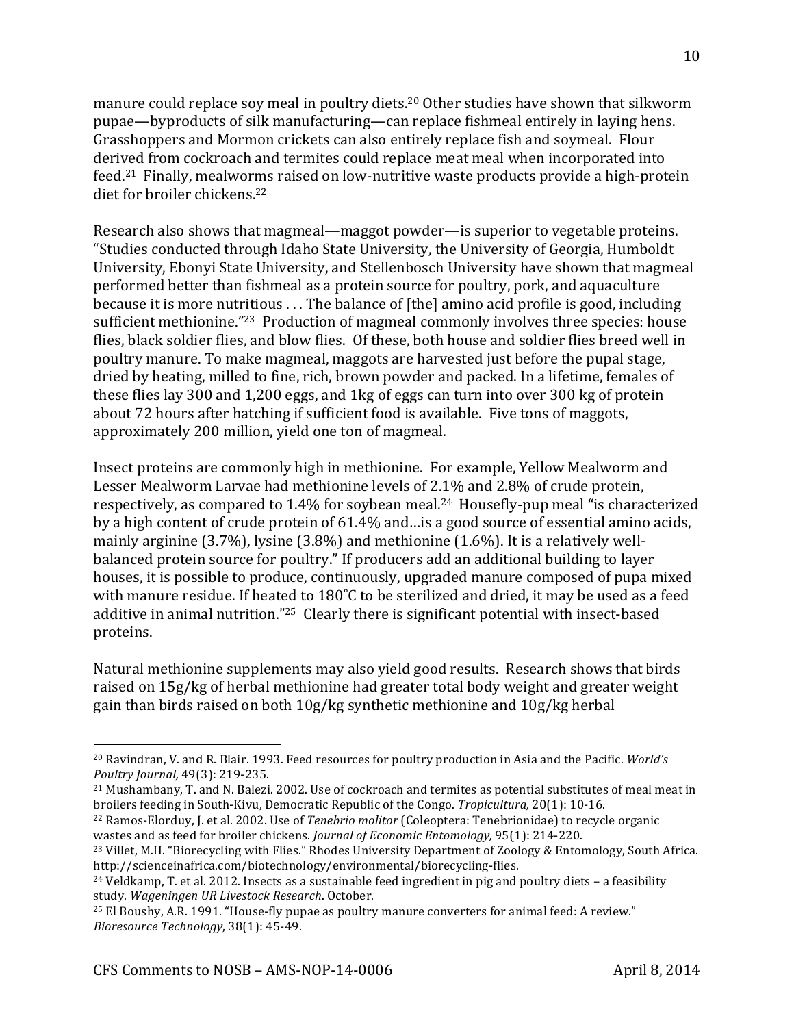manure could replace soy meal in poultry diets.[20] Other studies have shown that silkworm pupae—byproducts of silk manufacturing—can replace fishmeal entirely in laying hens. Grasshoppers and Mormon crickets can also entirely replace fish and soymeal. Flour derived from cockroach and termites could replace meat meal when incorporated into feed.[21] Finally, mealworms raised on low-nutritive waste products provide a high-protein diet for broiler chickens.[22]

Research also shows that magmeal—maggot powder—is superior to vegetable proteins. "Studies conducted through Idaho State University, the University of Georgia, Humboldt University, Ebonyi State University, and Stellenbosch University have shown that magmeal performed better than fishmeal as a protein source for poultry, pork, and aquaculture because it is more nutritious . . . The balance of [the] amino acid profile is good, including sufficient methionine."[23] Production of magmeal commonly involves three species: house flies, black soldier flies, and blow flies. Of these, both house and soldier flies breed well in poultry manure. To make magmeal, maggots are harvested just before the pupal stage, dried by heating, milled to fine, rich, brown powder and packed. In a lifetime, females of these flies lay 300 and 1,200 eggs, and 1kg of eggs can turn into over 300 kg of protein about 72 hours after hatching if sufficient food is available. Five tons of maggots, approximately 200 million, yield one ton of magmeal.

Insect proteins are commonly high in methionine. For example, Yellow Mealworm and Lesser Mealworm Larvae had methionine levels of 2.1% and 2.8% of crude protein, respectively, as compared to 1.4% for soybean meal.[24] Housefly-pup meal "is characterized by a high content of crude protein of 61.4% and…is a good source of essential amino acids, mainly arginine (3.7%), lysine (3.8%) and methionine (1.6%). It is a relatively well-balanced protein source for poultry." If producers add an additional building to layer houses, it is possible to produce, continuously, upgraded manure composed of pupa mixed with manure residue. If heated to 180˚C to be sterilized and dried, it may be used as a feed additive in animal nutrition."[25] Clearly there is significant potential with insect-based proteins.

Natural methionine supplements may also yield good results. Research shows that birds raised on 15g/kg of herbal methionine had greater total body weight and greater weight gain than birds raised on both 10g/kg synthetic methionine and 10g/kg herbal

---

[20] Ravindran, V. and R. Blair. 1993. Feed resources for poultry production in Asia and the Pacific. *World's Poultry Journal,* 49(3): 219-235.

[21] Mushambany, T. and N. Balezi. 2002. Use of cockroach and termites as potential substitutes of meal meat in broilers feeding in South-Kivu, Democratic Republic of the Congo. *Tropicultura,* 20(1): 10-16.

[22] Ramos-Elorduy, J. et al. 2002. Use of *Tenebrio molitor* (Coleoptera: Tenebrionidae) to recycle organic wastes and as feed for broiler chickens. *Journal of Economic Entomology,* 95(1): 214-220.

[23] Villet, M.H. "Biorecycling with Flies." Rhodes University Department of Zoology & Entomology, South Africa. http://scienceinafrica.com/biotechnology/environmental/biorecycling-flies.

[24] Veldkamp, T. et al. 2012. Insects as a sustainable feed ingredient in pig and poultry diets – a feasibility study. *Wageningen UR Livestock Research*. October.

[25] El Boushy, A.R. 1991. "House-fly pupae as poultry manure converters for animal feed: A review." *Bioresource Technology*, 38(1): 45-49.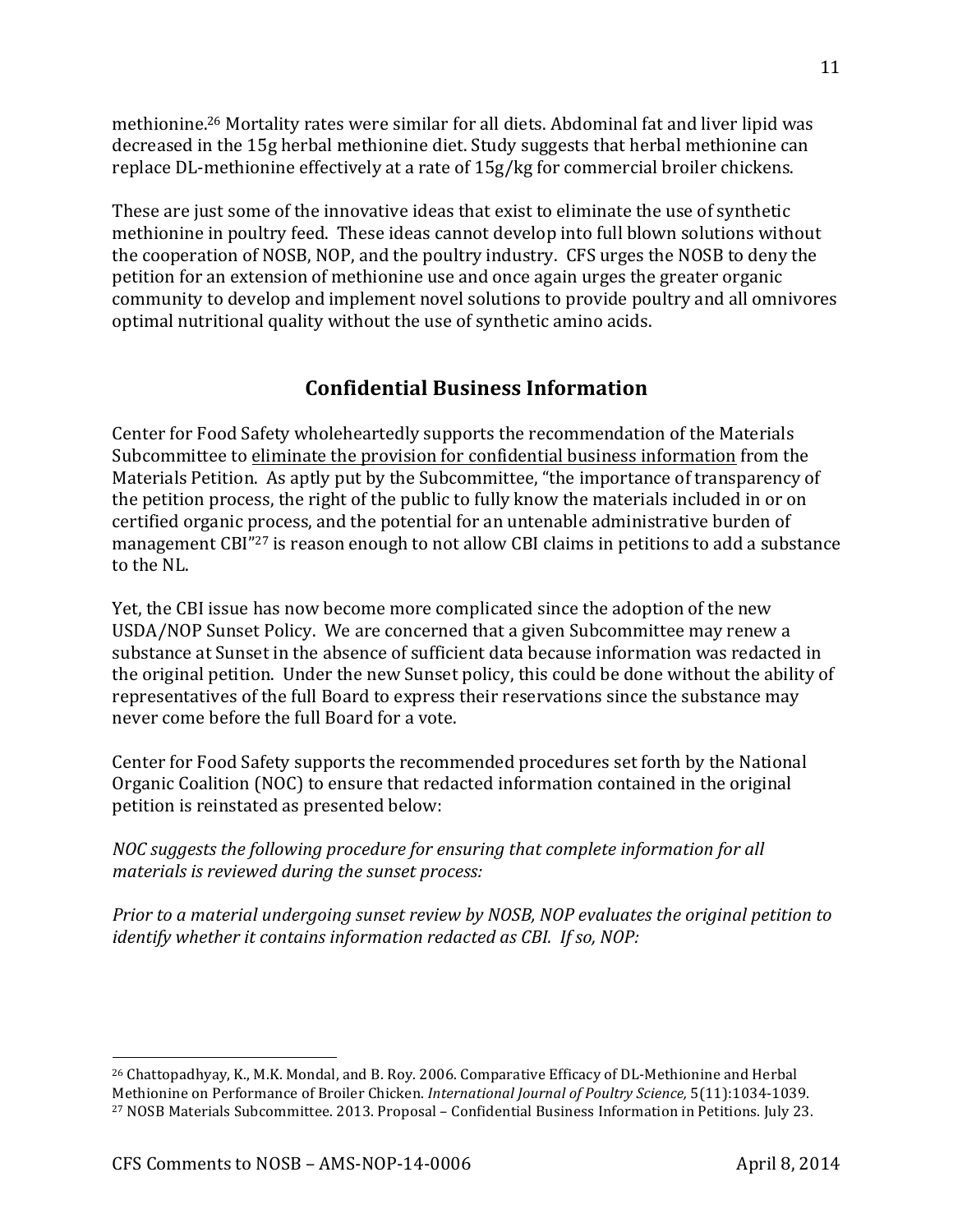methionine.[26] Mortality rates were similar for all diets. Abdominal fat and liver lipid was decreased in the 15g herbal methionine diet. Study suggests that herbal methionine can replace DL-methionine effectively at a rate of 15g/kg for commercial broiler chickens.

These are just some of the innovative ideas that exist to eliminate the use of synthetic methionine in poultry feed. These ideas cannot develop into full blown solutions without the cooperation of NOSB, NOP, and the poultry industry. CFS urges the NOSB to deny the petition for an extension of methionine use and once again urges the greater organic community to develop and implement novel solutions to provide poultry and all omnivores optimal nutritional quality without the use of synthetic amino acids.

## Confidential Business Information

Center for Food Safety wholeheartedly supports the recommendation of the Materials Subcommittee to <u>eliminate the provision for confidential business information</u> from the Materials Petition. As aptly put by the Subcommittee, "the importance of transparency of the petition process, the right of the public to fully know the materials included in or on certified organic process, and the potential for an untenable administrative burden of management CBI"[27] is reason enough to not allow CBI claims in petitions to add a substance to the NL.

Yet, the CBI issue has now become more complicated since the adoption of the new USDA/NOP Sunset Policy. We are concerned that a given Subcommittee may renew a substance at Sunset in the absence of sufficient data because information was redacted in the original petition. Under the new Sunset policy, this could be done without the ability of representatives of the full Board to express their reservations since the substance may never come before the full Board for a vote.

Center for Food Safety supports the recommended procedures set forth by the National Organic Coalition (NOC) to ensure that redacted information contained in the original petition is reinstated as presented below:

*NOC suggests the following procedure for ensuring that complete information for all materials is reviewed during the sunset process:*

*Prior to a material undergoing sunset review by NOSB, NOP evaluates the original petition to identify whether it contains information redacted as CBI. If so, NOP:*

---

[26] Chattopadhyay, K., M.K. Mondal, and B. Roy. 2006. Comparative Efficacy of DL-Methionine and Herbal Methionine on Performance of Broiler Chicken. *International Journal of Poultry Science,* 5(11):1034-1039.

[27] NOSB Materials Subcommittee. 2013. Proposal – Confidential Business Information in Petitions. July 23.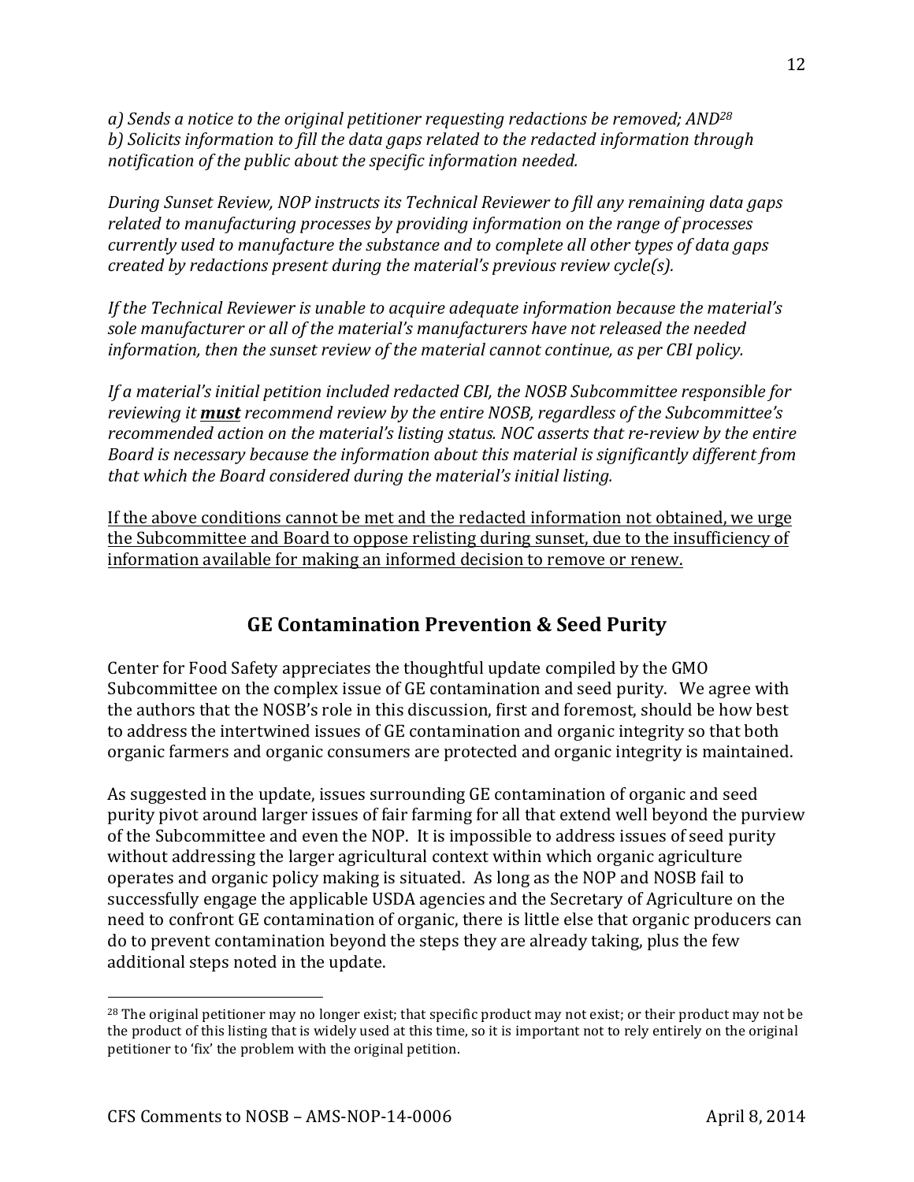*a) Sends a notice to the original petitioner requesting redactions be removed; AND*[28]
*b) Solicits information to fill the data gaps related to the redacted information through notification of the public about the specific information needed.*

*During Sunset Review, NOP instructs its Technical Reviewer to fill any remaining data gaps related to manufacturing processes by providing information on the range of processes currently used to manufacture the substance and to complete all other types of data gaps created by redactions present during the material's previous review cycle(s).*

*If the Technical Reviewer is unable to acquire adequate information because the material's sole manufacturer or all of the material's manufacturers have not released the needed information, then the sunset review of the material cannot continue, as per CBI policy.*

*If a material's initial petition included redacted CBI, the NOSB Subcommittee responsible for reviewing it **must** recommend review by the entire NOSB, regardless of the Subcommittee's recommended action on the material's listing status. NOC asserts that re-review by the entire Board is necessary because the information about this material is significantly different from that which the Board considered during the material's initial listing.*

<u>If the above conditions cannot be met and the redacted information not obtained, we urge the Subcommittee and Board to oppose relisting during sunset, due to the insufficiency of information available for making an informed decision to remove or renew.</u>

## GE Contamination Prevention & Seed Purity

Center for Food Safety appreciates the thoughtful update compiled by the GMO Subcommittee on the complex issue of GE contamination and seed purity. We agree with the authors that the NOSB's role in this discussion, first and foremost, should be how best to address the intertwined issues of GE contamination and organic integrity so that both organic farmers and organic consumers are protected and organic integrity is maintained.

As suggested in the update, issues surrounding GE contamination of organic and seed purity pivot around larger issues of fair farming for all that extend well beyond the purview of the Subcommittee and even the NOP. It is impossible to address issues of seed purity without addressing the larger agricultural context within which organic agriculture operates and organic policy making is situated. As long as the NOP and NOSB fail to successfully engage the applicable USDA agencies and the Secretary of Agriculture on the need to confront GE contamination of organic, there is little else that organic producers can do to prevent contamination beyond the steps they are already taking, plus the few additional steps noted in the update.

---

[28] The original petitioner may no longer exist; that specific product may not exist; or their product may not be the product of this listing that is widely used at this time, so it is important not to rely entirely on the original petitioner to 'fix' the problem with the original petition.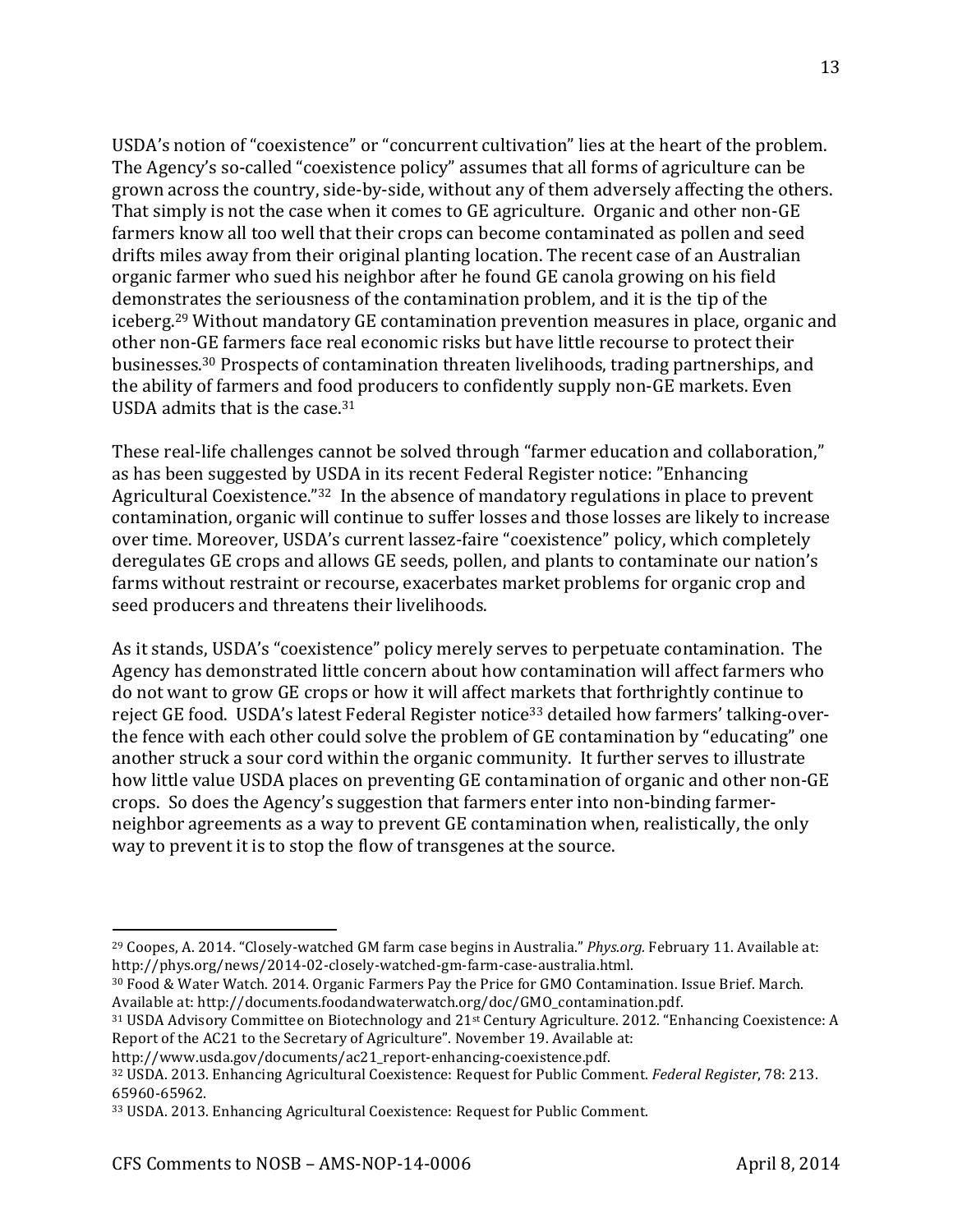USDA's notion of "coexistence" or "concurrent cultivation" lies at the heart of the problem. The Agency's so-called "coexistence policy" assumes that all forms of agriculture can be grown across the country, side-by-side, without any of them adversely affecting the others. That simply is not the case when it comes to GE agriculture. Organic and other non-GE farmers know all too well that their crops can become contaminated as pollen and seed drifts miles away from their original planting location. The recent case of an Australian organic farmer who sued his neighbor after he found GE canola growing on his field demonstrates the seriousness of the contamination problem, and it is the tip of the iceberg.[29] Without mandatory GE contamination prevention measures in place, organic and other non-GE farmers face real economic risks but have little recourse to protect their businesses.[30] Prospects of contamination threaten livelihoods, trading partnerships, and the ability of farmers and food producers to confidently supply non-GE markets. Even USDA admits that is the case.[31]

These real-life challenges cannot be solved through "farmer education and collaboration," as has been suggested by USDA in its recent Federal Register notice: "Enhancing Agricultural Coexistence."[32] In the absence of mandatory regulations in place to prevent contamination, organic will continue to suffer losses and those losses are likely to increase over time. Moreover, USDA's current lassez-faire "coexistence" policy, which completely deregulates GE crops and allows GE seeds, pollen, and plants to contaminate our nation's farms without restraint or recourse, exacerbates market problems for organic crop and seed producers and threatens their livelihoods.

As it stands, USDA's "coexistence" policy merely serves to perpetuate contamination. The Agency has demonstrated little concern about how contamination will affect farmers who do not want to grow GE crops or how it will affect markets that forthrightly continue to reject GE food. USDA's latest Federal Register notice[33] detailed how farmers' talking-over-the fence with each other could solve the problem of GE contamination by "educating" one another struck a sour cord within the organic community. It further serves to illustrate how little value USDA places on preventing GE contamination of organic and other non-GE crops. So does the Agency's suggestion that farmers enter into non-binding farmer-neighbor agreements as a way to prevent GE contamination when, realistically, the only way to prevent it is to stop the flow of transgenes at the source.

---

[29] Coopes, A. 2014. "Closely-watched GM farm case begins in Australia." *Phys.org*. February 11. Available at: http://phys.org/news/2014-02-closely-watched-gm-farm-case-australia.html.

[30] Food & Water Watch. 2014. Organic Farmers Pay the Price for GMO Contamination. Issue Brief. March. Available at: http://documents.foodandwaterwatch.org/doc/GMO_contamination.pdf.

[31] USDA Advisory Committee on Biotechnology and 21st Century Agriculture. 2012. "Enhancing Coexistence: A Report of the AC21 to the Secretary of Agriculture". November 19. Available at: http://www.usda.gov/documents/ac21_report-enhancing-coexistence.pdf.

[32] USDA. 2013. Enhancing Agricultural Coexistence: Request for Public Comment. *Federal Register*, 78: 213. 65960-65962.

[33] USDA. 2013. Enhancing Agricultural Coexistence: Request for Public Comment.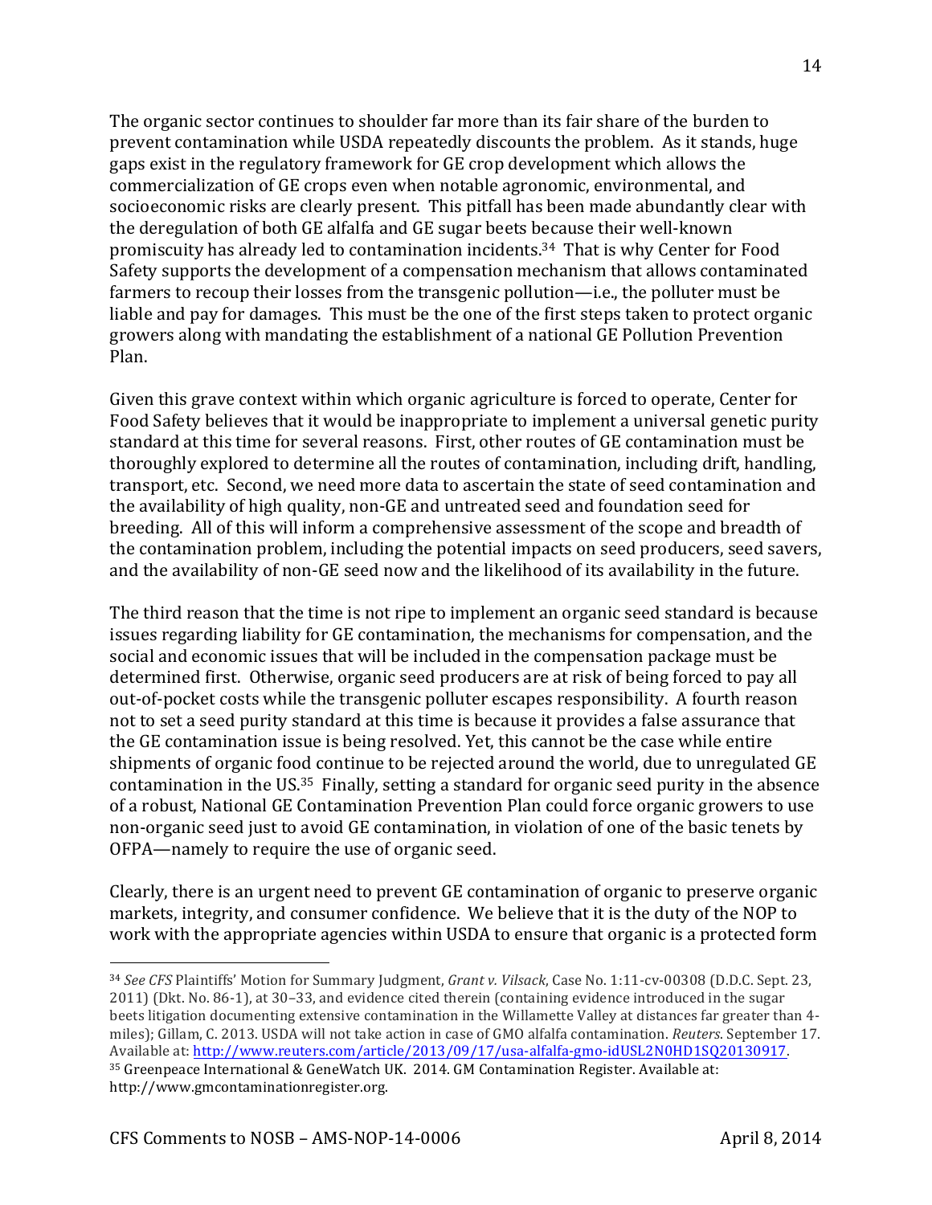The organic sector continues to shoulder far more than its fair share of the burden to prevent contamination while USDA repeatedly discounts the problem. As it stands, huge gaps exist in the regulatory framework for GE crop development which allows the commercialization of GE crops even when notable agronomic, environmental, and socioeconomic risks are clearly present. This pitfall has been made abundantly clear with the deregulation of both GE alfalfa and GE sugar beets because their well-known promiscuity has already led to contamination incidents.[34] That is why Center for Food Safety supports the development of a compensation mechanism that allows contaminated farmers to recoup their losses from the transgenic pollution—i.e., the polluter must be liable and pay for damages. This must be the one of the first steps taken to protect organic growers along with mandating the establishment of a national GE Pollution Prevention Plan.

Given this grave context within which organic agriculture is forced to operate, Center for Food Safety believes that it would be inappropriate to implement a universal genetic purity standard at this time for several reasons. First, other routes of GE contamination must be thoroughly explored to determine all the routes of contamination, including drift, handling, transport, etc. Second, we need more data to ascertain the state of seed contamination and the availability of high quality, non-GE and untreated seed and foundation seed for breeding. All of this will inform a comprehensive assessment of the scope and breadth of the contamination problem, including the potential impacts on seed producers, seed savers, and the availability of non-GE seed now and the likelihood of its availability in the future.

The third reason that the time is not ripe to implement an organic seed standard is because issues regarding liability for GE contamination, the mechanisms for compensation, and the social and economic issues that will be included in the compensation package must be determined first. Otherwise, organic seed producers are at risk of being forced to pay all out-of-pocket costs while the transgenic polluter escapes responsibility. A fourth reason not to set a seed purity standard at this time is because it provides a false assurance that the GE contamination issue is being resolved. Yet, this cannot be the case while entire shipments of organic food continue to be rejected around the world, due to unregulated GE contamination in the US.[35] Finally, setting a standard for organic seed purity in the absence of a robust, National GE Contamination Prevention Plan could force organic growers to use non-organic seed just to avoid GE contamination, in violation of one of the basic tenets by OFPA—namely to require the use of organic seed.

Clearly, there is an urgent need to prevent GE contamination of organic to preserve organic markets, integrity, and consumer confidence. We believe that it is the duty of the NOP to work with the appropriate agencies within USDA to ensure that organic is a protected form

---

[34] *See CFS* Plaintiffs' Motion for Summary Judgment, *Grant v. Vilsack*, Case No. 1:11-cv-00308 (D.D.C. Sept. 23, 2011) (Dkt. No. 86-1), at 30–33, and evidence cited therein (containing evidence introduced in the sugar beets litigation documenting extensive contamination in the Willamette Valley at distances far greater than 4-miles); Gillam, C. 2013. USDA will not take action in case of GMO alfalfa contamination. *Reuters*. September 17. Available at: http://www.reuters.com/article/2013/09/17/usa-alfalfa-gmo-idUSL2N0HD1SQ20130917.

[35] Greenpeace International & GeneWatch UK. 2014. GM Contamination Register. Available at: http://www.gmcontaminationregister.org.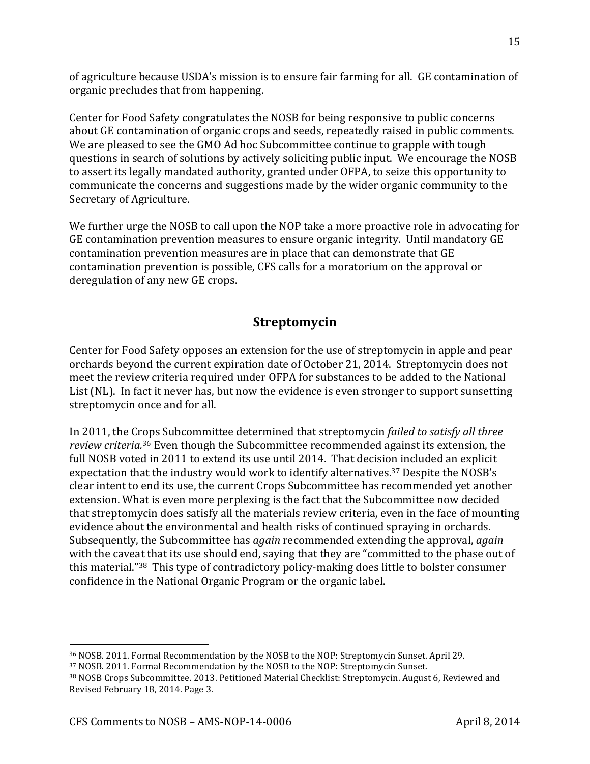of agriculture because USDA's mission is to ensure fair farming for all. GE contamination of organic precludes that from happening.

Center for Food Safety congratulates the NOSB for being responsive to public concerns about GE contamination of organic crops and seeds, repeatedly raised in public comments. We are pleased to see the GMO Ad hoc Subcommittee continue to grapple with tough questions in search of solutions by actively soliciting public input. We encourage the NOSB to assert its legally mandated authority, granted under OFPA, to seize this opportunity to communicate the concerns and suggestions made by the wider organic community to the Secretary of Agriculture.

We further urge the NOSB to call upon the NOP take a more proactive role in advocating for GE contamination prevention measures to ensure organic integrity. Until mandatory GE contamination prevention measures are in place that can demonstrate that GE contamination prevention is possible, CFS calls for a moratorium on the approval or deregulation of any new GE crops.

## Streptomycin

Center for Food Safety opposes an extension for the use of streptomycin in apple and pear orchards beyond the current expiration date of October 21, 2014. Streptomycin does not meet the review criteria required under OFPA for substances to be added to the National List (NL). In fact it never has, but now the evidence is even stronger to support sunsetting streptomycin once and for all.

In 2011, the Crops Subcommittee determined that streptomycin *failed to satisfy all three review criteria.*[36] Even though the Subcommittee recommended against its extension, the full NOSB voted in 2011 to extend its use until 2014. That decision included an explicit expectation that the industry would work to identify alternatives.[37] Despite the NOSB's clear intent to end its use, the current Crops Subcommittee has recommended yet another extension. What is even more perplexing is the fact that the Subcommittee now decided that streptomycin does satisfy all the materials review criteria, even in the face of mounting evidence about the environmental and health risks of continued spraying in orchards. Subsequently, the Subcommittee has *again* recommended extending the approval, *again* with the caveat that its use should end, saying that they are "committed to the phase out of this material."[38] This type of contradictory policy-making does little to bolster consumer confidence in the National Organic Program or the organic label.

---

[36] NOSB. 2011. Formal Recommendation by the NOSB to the NOP: Streptomycin Sunset. April 29.

[37] NOSB. 2011. Formal Recommendation by the NOSB to the NOP: Streptomycin Sunset.

[38] NOSB Crops Subcommittee. 2013. Petitioned Material Checklist: Streptomycin. August 6, Reviewed and Revised February 18, 2014. Page 3.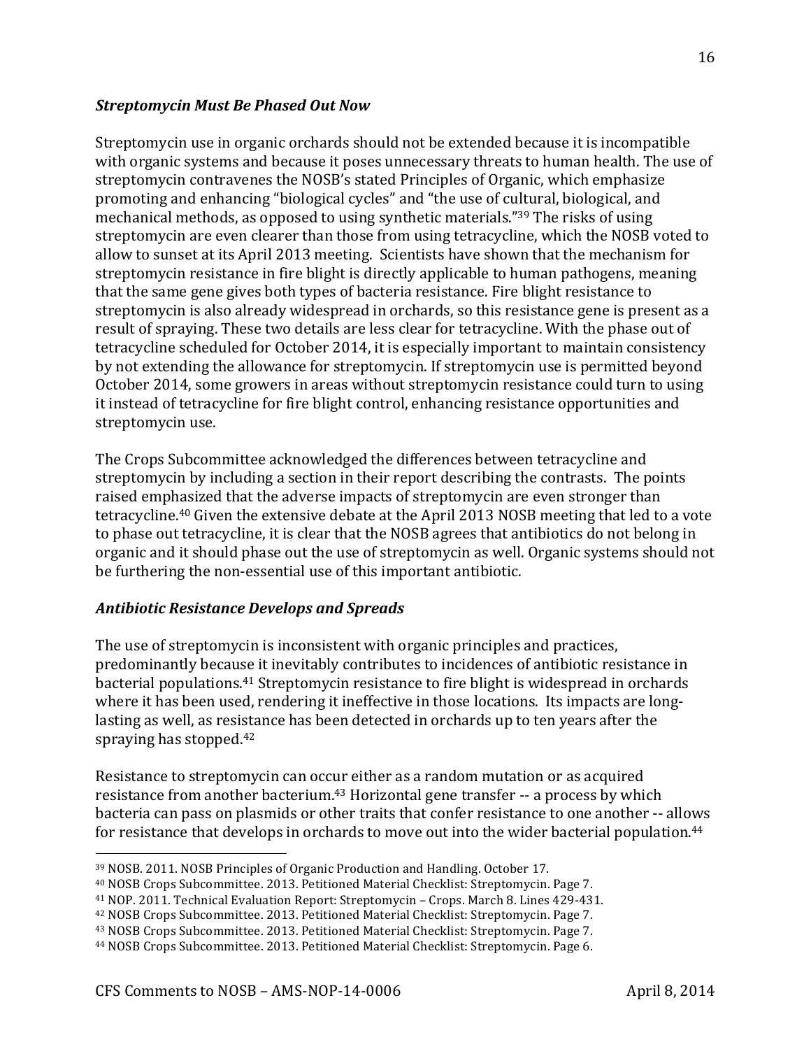### *Streptomycin Must Be Phased Out Now*

Streptomycin use in organic orchards should not be extended because it is incompatible with organic systems and because it poses unnecessary threats to human health. The use of streptomycin contravenes the NOSB's stated Principles of Organic, which emphasize promoting and enhancing "biological cycles" and "the use of cultural, biological, and mechanical methods, as opposed to using synthetic materials."[39] The risks of using streptomycin are even clearer than those from using tetracycline, which the NOSB voted to allow to sunset at its April 2013 meeting. Scientists have shown that the mechanism for streptomycin resistance in fire blight is directly applicable to human pathogens, meaning that the same gene gives both types of bacteria resistance. Fire blight resistance to streptomycin is also already widespread in orchards, so this resistance gene is present as a result of spraying. These two details are less clear for tetracycline. With the phase out of tetracycline scheduled for October 2014, it is especially important to maintain consistency by not extending the allowance for streptomycin. If streptomycin use is permitted beyond October 2014, some growers in areas without streptomycin resistance could turn to using it instead of tetracycline for fire blight control, enhancing resistance opportunities and streptomycin use.

The Crops Subcommittee acknowledged the differences between tetracycline and streptomycin by including a section in their report describing the contrasts. The points raised emphasized that the adverse impacts of streptomycin are even stronger than tetracycline.[40] Given the extensive debate at the April 2013 NOSB meeting that led to a vote to phase out tetracycline, it is clear that the NOSB agrees that antibiotics do not belong in organic and it should phase out the use of streptomycin as well. Organic systems should not be furthering the non-essential use of this important antibiotic.

### *Antibiotic Resistance Develops and Spreads*

The use of streptomycin is inconsistent with organic principles and practices, predominantly because it inevitably contributes to incidences of antibiotic resistance in bacterial populations.[41] Streptomycin resistance to fire blight is widespread in orchards where it has been used, rendering it ineffective in those locations. Its impacts are long-lasting as well, as resistance has been detected in orchards up to ten years after the spraying has stopped.[42]

Resistance to streptomycin can occur either as a random mutation or as acquired resistance from another bacterium.[43] Horizontal gene transfer -- a process by which bacteria can pass on plasmids or other traits that confer resistance to one another -- allows for resistance that develops in orchards to move out into the wider bacterial population.[44]

---

[39] NOSB. 2011. NOSB Principles of Organic Production and Handling. October 17.
[40] NOSB Crops Subcommittee. 2013. Petitioned Material Checklist: Streptomycin. Page 7.
[41] NOP. 2011. Technical Evaluation Report: Streptomycin – Crops. March 8. Lines 429-431.
[42] NOSB Crops Subcommittee. 2013. Petitioned Material Checklist: Streptomycin. Page 7.
[43] NOSB Crops Subcommittee. 2013. Petitioned Material Checklist: Streptomycin. Page 7.
[44] NOSB Crops Subcommittee. 2013. Petitioned Material Checklist: Streptomycin. Page 6.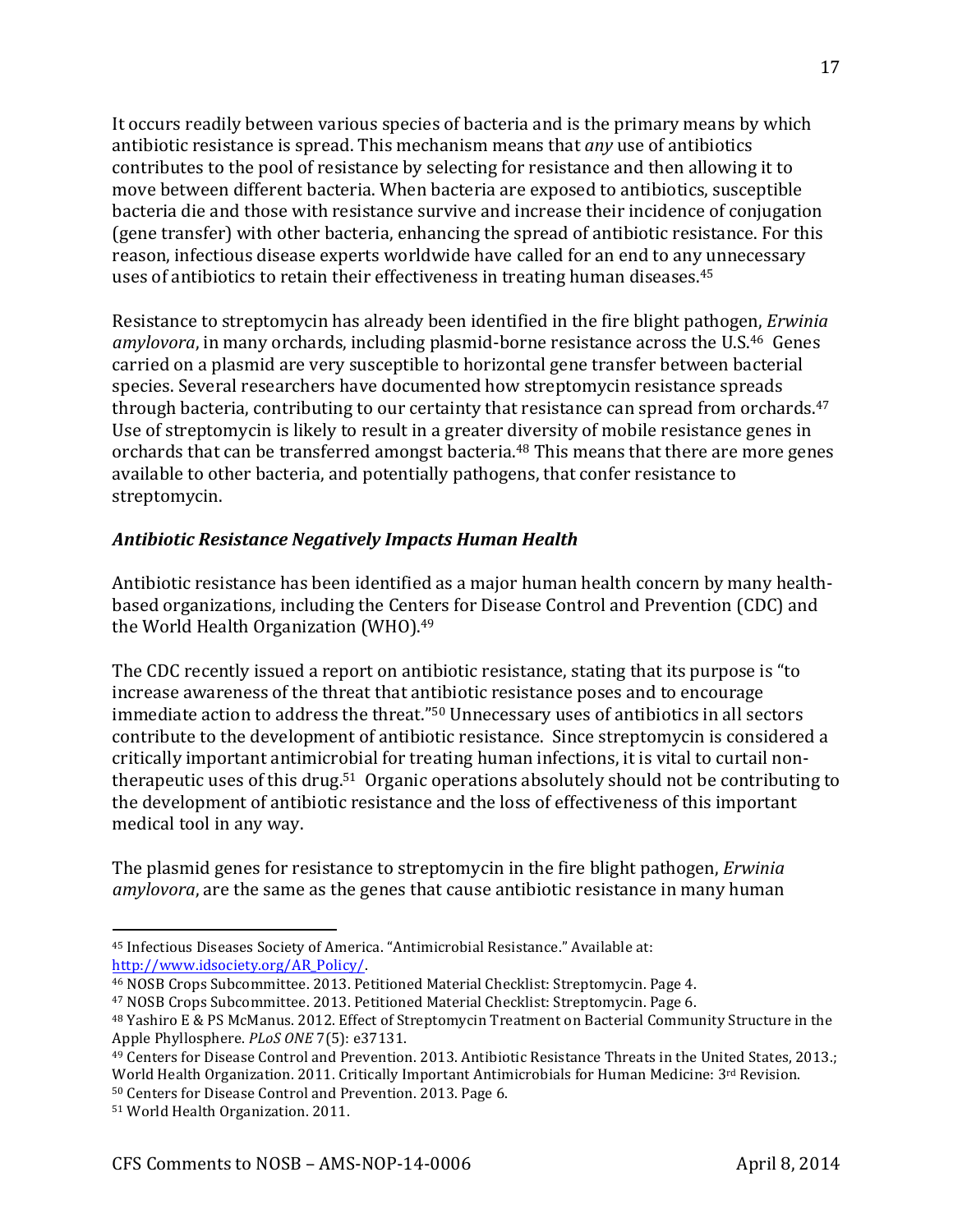It occurs readily between various species of bacteria and is the primary means by which antibiotic resistance is spread. This mechanism means that *any* use of antibiotics contributes to the pool of resistance by selecting for resistance and then allowing it to move between different bacteria. When bacteria are exposed to antibiotics, susceptible bacteria die and those with resistance survive and increase their incidence of conjugation (gene transfer) with other bacteria, enhancing the spread of antibiotic resistance. For this reason, infectious disease experts worldwide have called for an end to any unnecessary uses of antibiotics to retain their effectiveness in treating human diseases.[45]

Resistance to streptomycin has already been identified in the fire blight pathogen, *Erwinia amylovora*, in many orchards, including plasmid-borne resistance across the U.S.[46] Genes carried on a plasmid are very susceptible to horizontal gene transfer between bacterial species. Several researchers have documented how streptomycin resistance spreads through bacteria, contributing to our certainty that resistance can spread from orchards.[47] Use of streptomycin is likely to result in a greater diversity of mobile resistance genes in orchards that can be transferred amongst bacteria.[48] This means that there are more genes available to other bacteria, and potentially pathogens, that confer resistance to streptomycin.

### *Antibiotic Resistance Negatively Impacts Human Health*

Antibiotic resistance has been identified as a major human health concern by many health-based organizations, including the Centers for Disease Control and Prevention (CDC) and the World Health Organization (WHO).[49]

The CDC recently issued a report on antibiotic resistance, stating that its purpose is "to increase awareness of the threat that antibiotic resistance poses and to encourage immediate action to address the threat."[50] Unnecessary uses of antibiotics in all sectors contribute to the development of antibiotic resistance. Since streptomycin is considered a critically important antimicrobial for treating human infections, it is vital to curtail non-therapeutic uses of this drug.[51] Organic operations absolutely should not be contributing to the development of antibiotic resistance and the loss of effectiveness of this important medical tool in any way.

The plasmid genes for resistance to streptomycin in the fire blight pathogen, *Erwinia amylovora*, are the same as the genes that cause antibiotic resistance in many human

---

[45] Infectious Diseases Society of America. "Antimicrobial Resistance." Available at: http://www.idsociety.org/AR_Policy/.

[46] NOSB Crops Subcommittee. 2013. Petitioned Material Checklist: Streptomycin. Page 4.

[47] NOSB Crops Subcommittee. 2013. Petitioned Material Checklist: Streptomycin. Page 6.

[48] Yashiro E & PS McManus. 2012. Effect of Streptomycin Treatment on Bacterial Community Structure in the Apple Phyllosphere. *PLoS ONE* 7(5): e37131.

[49] Centers for Disease Control and Prevention. 2013. Antibiotic Resistance Threats in the United States, 2013.; World Health Organization. 2011. Critically Important Antimicrobials for Human Medicine: 3rd Revision.

[50] Centers for Disease Control and Prevention. 2013. Page 6.

[51] World Health Organization. 2011.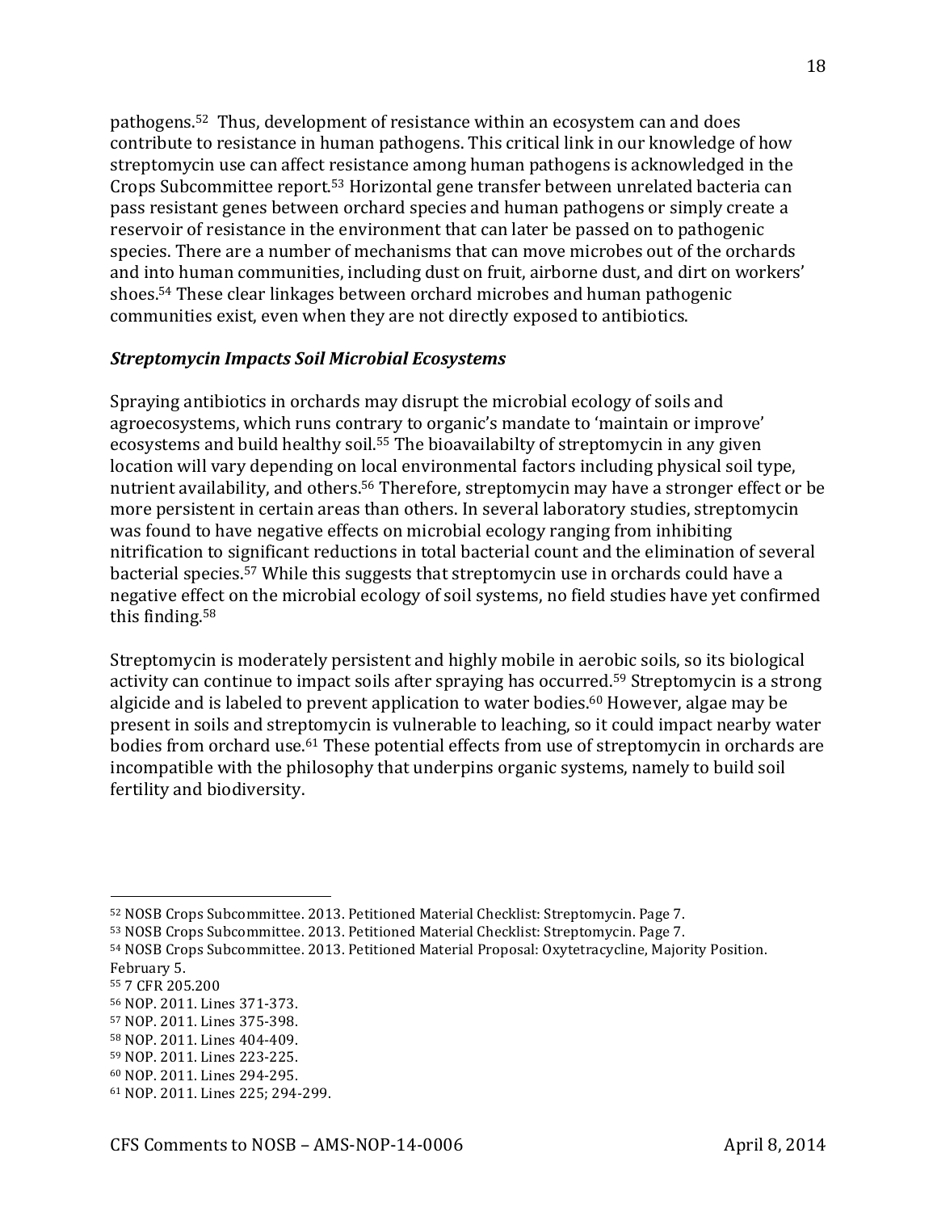pathogens.[52] Thus, development of resistance within an ecosystem can and does contribute to resistance in human pathogens. This critical link in our knowledge of how streptomycin use can affect resistance among human pathogens is acknowledged in the Crops Subcommittee report.[53] Horizontal gene transfer between unrelated bacteria can pass resistant genes between orchard species and human pathogens or simply create a reservoir of resistance in the environment that can later be passed on to pathogenic species. There are a number of mechanisms that can move microbes out of the orchards and into human communities, including dust on fruit, airborne dust, and dirt on workers' shoes.[54] These clear linkages between orchard microbes and human pathogenic communities exist, even when they are not directly exposed to antibiotics.

***Streptomycin Impacts Soil Microbial Ecosystems***

Spraying antibiotics in orchards may disrupt the microbial ecology of soils and agroecosystems, which runs contrary to organic's mandate to 'maintain or improve' ecosystems and build healthy soil.[55] The bioavailabilty of streptomycin in any given location will vary depending on local environmental factors including physical soil type, nutrient availability, and others.[56] Therefore, streptomycin may have a stronger effect or be more persistent in certain areas than others. In several laboratory studies, streptomycin was found to have negative effects on microbial ecology ranging from inhibiting nitrification to significant reductions in total bacterial count and the elimination of several bacterial species.[57] While this suggests that streptomycin use in orchards could have a negative effect on the microbial ecology of soil systems, no field studies have yet confirmed this finding.[58]

Streptomycin is moderately persistent and highly mobile in aerobic soils, so its biological activity can continue to impact soils after spraying has occurred.[59] Streptomycin is a strong algicide and is labeled to prevent application to water bodies.[60] However, algae may be present in soils and streptomycin is vulnerable to leaching, so it could impact nearby water bodies from orchard use.[61] These potential effects from use of streptomycin in orchards are incompatible with the philosophy that underpins organic systems, namely to build soil fertility and biodiversity.

---

[52] NOSB Crops Subcommittee. 2013. Petitioned Material Checklist: Streptomycin. Page 7.
[53] NOSB Crops Subcommittee. 2013. Petitioned Material Checklist: Streptomycin. Page 7.
[54] NOSB Crops Subcommittee. 2013. Petitioned Material Proposal: Oxytetracycline, Majority Position. February 5.
[55] 7 CFR 205.200
[56] NOP. 2011. Lines 371-373.
[57] NOP. 2011. Lines 375-398.
[58] NOP. 2011. Lines 404-409.
[59] NOP. 2011. Lines 223-225.
[60] NOP. 2011. Lines 294-295.
[61] NOP. 2011. Lines 225; 294-299.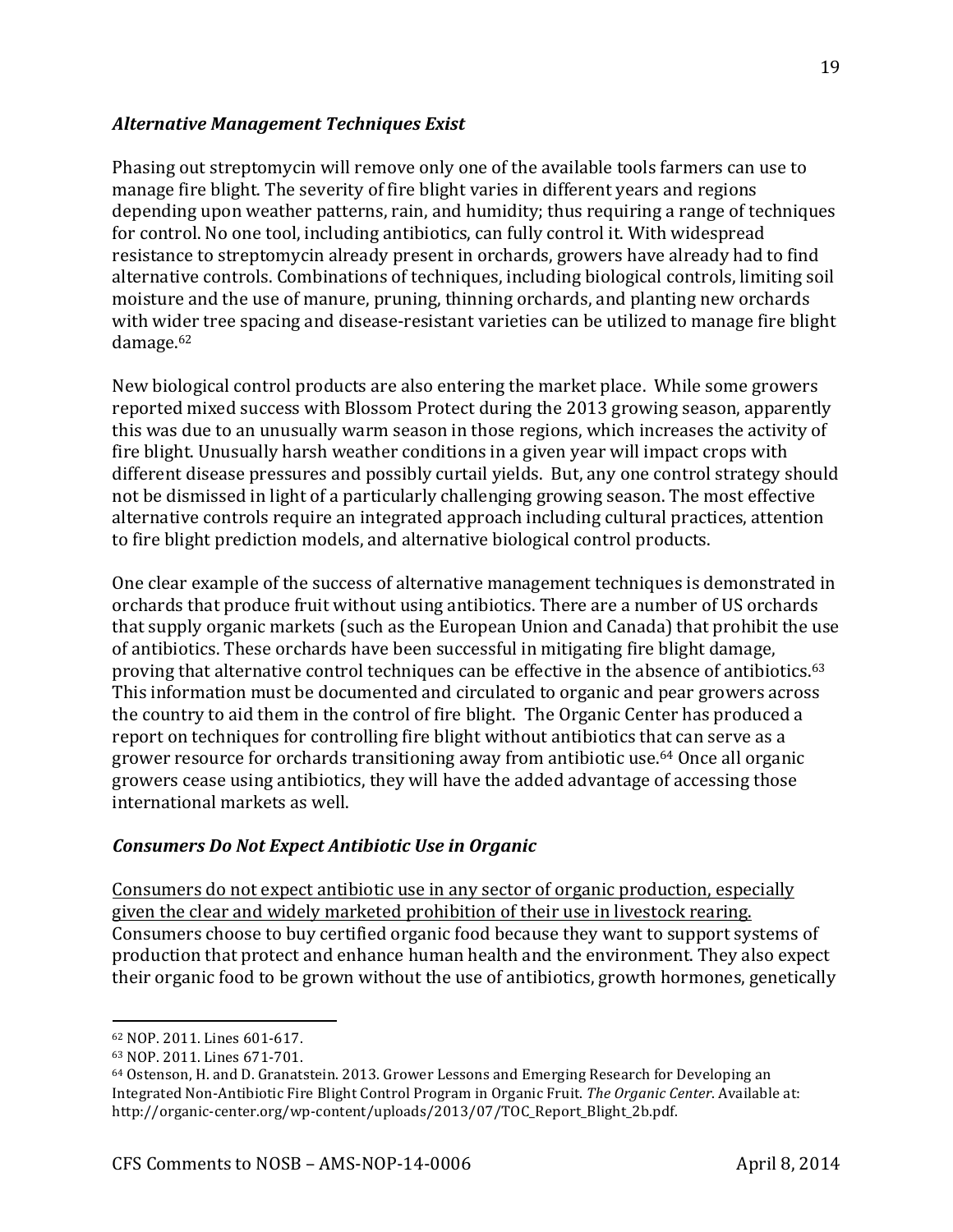### *Alternative Management Techniques Exist*

Phasing out streptomycin will remove only one of the available tools farmers can use to manage fire blight. The severity of fire blight varies in different years and regions depending upon weather patterns, rain, and humidity; thus requiring a range of techniques for control. No one tool, including antibiotics, can fully control it. With widespread resistance to streptomycin already present in orchards, growers have already had to find alternative controls. Combinations of techniques, including biological controls, limiting soil moisture and the use of manure, pruning, thinning orchards, and planting new orchards with wider tree spacing and disease-resistant varieties can be utilized to manage fire blight damage.[62]

New biological control products are also entering the market place. While some growers reported mixed success with Blossom Protect during the 2013 growing season, apparently this was due to an unusually warm season in those regions, which increases the activity of fire blight. Unusually harsh weather conditions in a given year will impact crops with different disease pressures and possibly curtail yields. But, any one control strategy should not be dismissed in light of a particularly challenging growing season. The most effective alternative controls require an integrated approach including cultural practices, attention to fire blight prediction models, and alternative biological control products.

One clear example of the success of alternative management techniques is demonstrated in orchards that produce fruit without using antibiotics. There are a number of US orchards that supply organic markets (such as the European Union and Canada) that prohibit the use of antibiotics. These orchards have been successful in mitigating fire blight damage, proving that alternative control techniques can be effective in the absence of antibiotics.[63] This information must be documented and circulated to organic and pear growers across the country to aid them in the control of fire blight. The Organic Center has produced a report on techniques for controlling fire blight without antibiotics that can serve as a grower resource for orchards transitioning away from antibiotic use.[64] Once all organic growers cease using antibiotics, they will have the added advantage of accessing those international markets as well.

### *Consumers Do Not Expect Antibiotic Use in Organic*

<u>Consumers do not expect antibiotic use in any sector of organic production, especially given the clear and widely marketed prohibition of their use in livestock rearing.</u> Consumers choose to buy certified organic food because they want to support systems of production that protect and enhance human health and the environment. They also expect their organic food to be grown without the use of antibiotics, growth hormones, genetically

---

[62] NOP. 2011. Lines 601-617.

[63] NOP. 2011. Lines 671-701.

[64] Ostenson, H. and D. Granatstein. 2013. Grower Lessons and Emerging Research for Developing an Integrated Non-Antibiotic Fire Blight Control Program in Organic Fruit. *The Organic Center*. Available at: http://organic-center.org/wp-content/uploads/2013/07/TOC_Report_Blight_2b.pdf.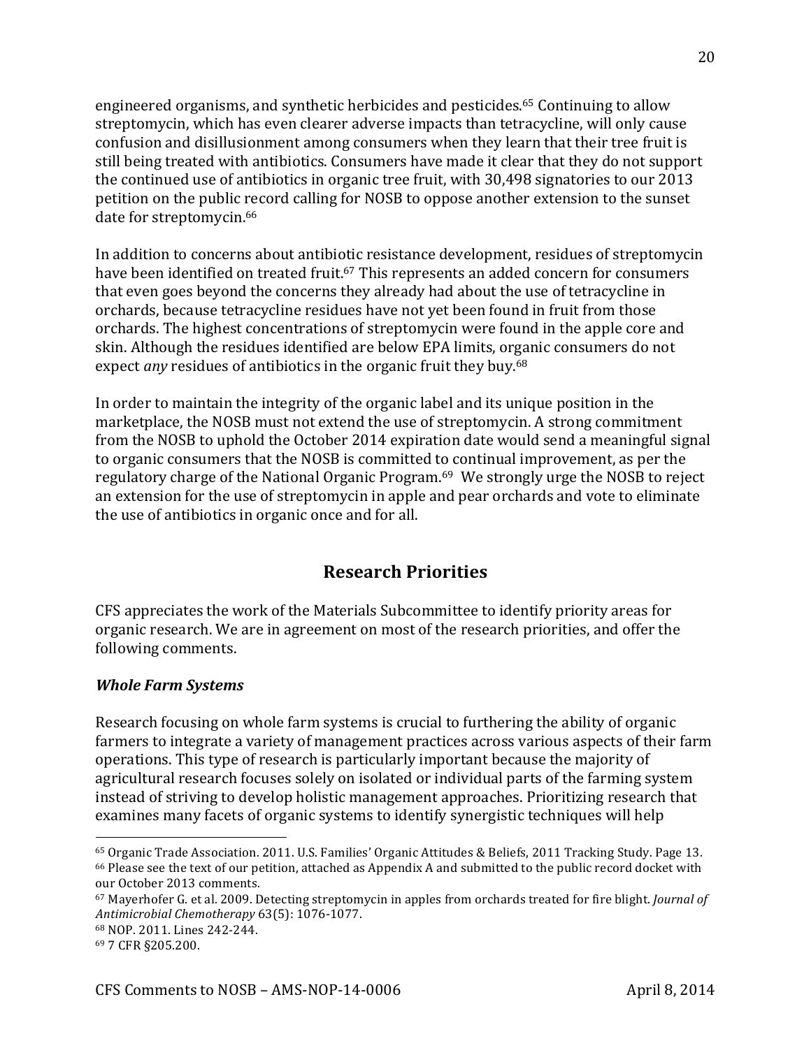engineered organisms, and synthetic herbicides and pesticides.[65] Continuing to allow streptomycin, which has even clearer adverse impacts than tetracycline, will only cause confusion and disillusionment among consumers when they learn that their tree fruit is still being treated with antibiotics. Consumers have made it clear that they do not support the continued use of antibiotics in organic tree fruit, with 30,498 signatories to our 2013 petition on the public record calling for NOSB to oppose another extension to the sunset date for streptomycin.[66]

In addition to concerns about antibiotic resistance development, residues of streptomycin have been identified on treated fruit.[67] This represents an added concern for consumers that even goes beyond the concerns they already had about the use of tetracycline in orchards, because tetracycline residues have not yet been found in fruit from those orchards. The highest concentrations of streptomycin were found in the apple core and skin. Although the residues identified are below EPA limits, organic consumers do not expect *any* residues of antibiotics in the organic fruit they buy.[68]

In order to maintain the integrity of the organic label and its unique position in the marketplace, the NOSB must not extend the use of streptomycin. A strong commitment from the NOSB to uphold the October 2014 expiration date would send a meaningful signal to organic consumers that the NOSB is committed to continual improvement, as per the regulatory charge of the National Organic Program.[69] We strongly urge the NOSB to reject an extension for the use of streptomycin in apple and pear orchards and vote to eliminate the use of antibiotics in organic once and for all.

## Research Priorities

CFS appreciates the work of the Materials Subcommittee to identify priority areas for organic research. We are in agreement on most of the research priorities, and offer the following comments.

### *Whole Farm Systems*

Research focusing on whole farm systems is crucial to furthering the ability of organic farmers to integrate a variety of management practices across various aspects of their farm operations. This type of research is particularly important because the majority of agricultural research focuses solely on isolated or individual parts of the farming system instead of striving to develop holistic management approaches. Prioritizing research that examines many facets of organic systems to identify synergistic techniques will help

---

[65] Organic Trade Association. 2011. U.S. Families' Organic Attitudes & Beliefs, 2011 Tracking Study. Page 13.

[66] Please see the text of our petition, attached as Appendix A and submitted to the public record docket with our October 2013 comments.

[67] Mayerhofer G. et al. 2009. Detecting streptomycin in apples from orchards treated for fire blight. *Journal of Antimicrobial Chemotherapy* 63(5): 1076-1077.

[68] NOP. 2011. Lines 242-244.

[69] 7 CFR §205.200.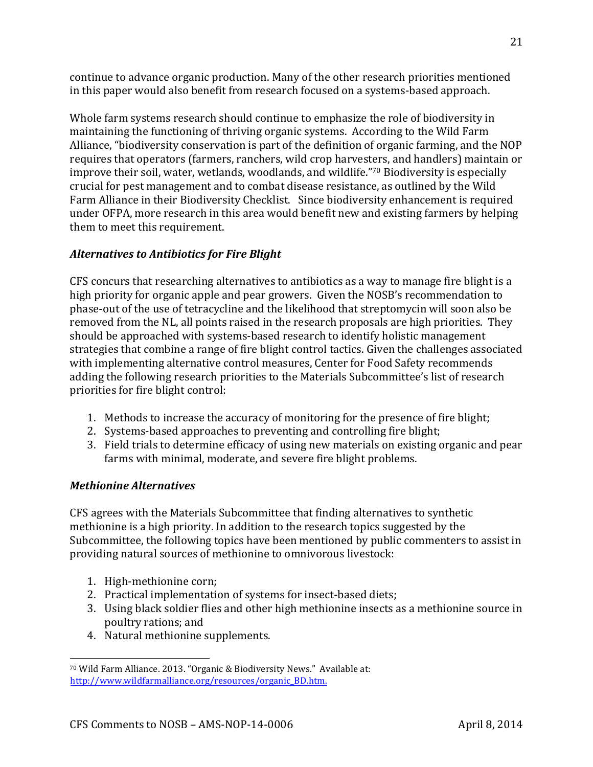continue to advance organic production. Many of the other research priorities mentioned in this paper would also benefit from research focused on a systems-based approach.

Whole farm systems research should continue to emphasize the role of biodiversity in maintaining the functioning of thriving organic systems. According to the Wild Farm Alliance, "biodiversity conservation is part of the definition of organic farming, and the NOP requires that operators (farmers, ranchers, wild crop harvesters, and handlers) maintain or improve their soil, water, wetlands, woodlands, and wildlife."[70] Biodiversity is especially crucial for pest management and to combat disease resistance, as outlined by the Wild Farm Alliance in their Biodiversity Checklist. Since biodiversity enhancement is required under OFPA, more research in this area would benefit new and existing farmers by helping them to meet this requirement.

### *Alternatives to Antibiotics for Fire Blight*

CFS concurs that researching alternatives to antibiotics as a way to manage fire blight is a high priority for organic apple and pear growers. Given the NOSB's recommendation to phase-out of the use of tetracycline and the likelihood that streptomycin will soon also be removed from the NL, all points raised in the research proposals are high priorities. They should be approached with systems-based research to identify holistic management strategies that combine a range of fire blight control tactics. Given the challenges associated with implementing alternative control measures, Center for Food Safety recommends adding the following research priorities to the Materials Subcommittee's list of research priorities for fire blight control:

1. Methods to increase the accuracy of monitoring for the presence of fire blight;
2. Systems-based approaches to preventing and controlling fire blight;
3. Field trials to determine efficacy of using new materials on existing organic and pear farms with minimal, moderate, and severe fire blight problems.

### *Methionine Alternatives*

CFS agrees with the Materials Subcommittee that finding alternatives to synthetic methionine is a high priority. In addition to the research topics suggested by the Subcommittee, the following topics have been mentioned by public commenters to assist in providing natural sources of methionine to omnivorous livestock:

1. High-methionine corn;
2. Practical implementation of systems for insect-based diets;
3. Using black soldier flies and other high methionine insects as a methionine source in poultry rations; and
4. Natural methionine supplements.

---

[70] Wild Farm Alliance. 2013. "Organic & Biodiversity News." Available at: http://www.wildfarmalliance.org/resources/organic_BD.htm.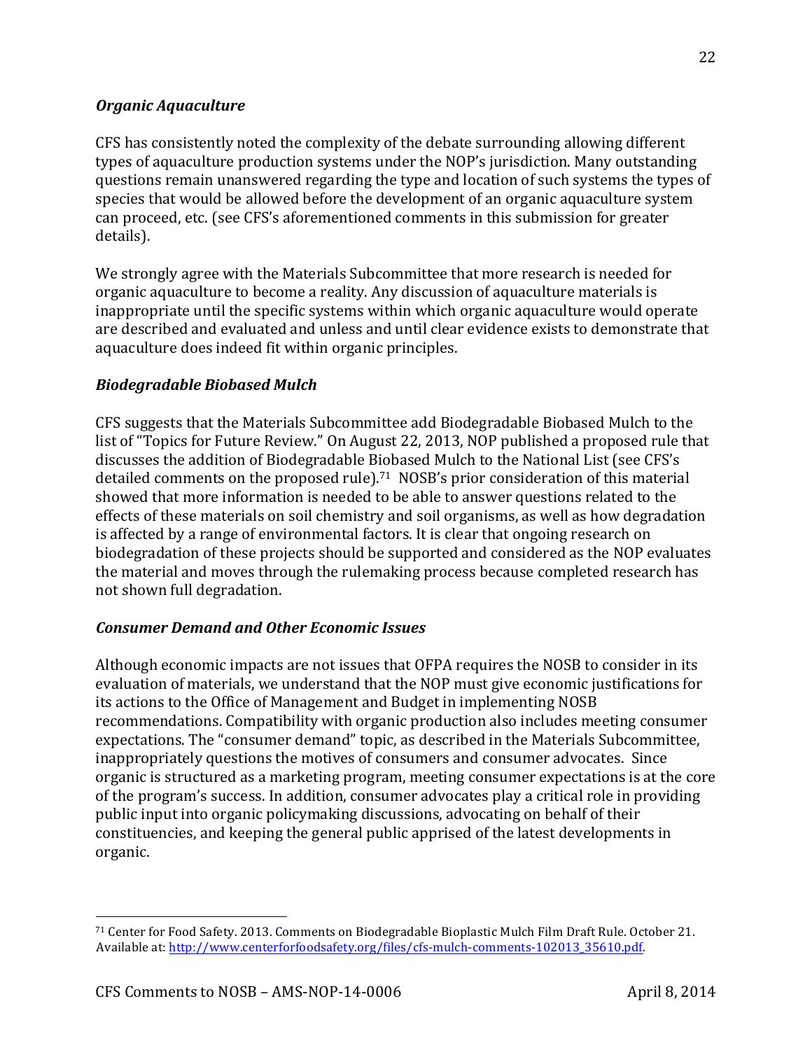### *Organic Aquaculture*

CFS has consistently noted the complexity of the debate surrounding allowing different types of aquaculture production systems under the NOP's jurisdiction. Many outstanding questions remain unanswered regarding the type and location of such systems the types of species that would be allowed before the development of an organic aquaculture system can proceed, etc. (see CFS's aforementioned comments in this submission for greater details).

We strongly agree with the Materials Subcommittee that more research is needed for organic aquaculture to become a reality. Any discussion of aquaculture materials is inappropriate until the specific systems within which organic aquaculture would operate are described and evaluated and unless and until clear evidence exists to demonstrate that aquaculture does indeed fit within organic principles.

### *Biodegradable Biobased Mulch*

CFS suggests that the Materials Subcommittee add Biodegradable Biobased Mulch to the list of "Topics for Future Review." On August 22, 2013, NOP published a proposed rule that discusses the addition of Biodegradable Biobased Mulch to the National List (see CFS's detailed comments on the proposed rule).[71] NOSB's prior consideration of this material showed that more information is needed to be able to answer questions related to the effects of these materials on soil chemistry and soil organisms, as well as how degradation is affected by a range of environmental factors. It is clear that ongoing research on biodegradation of these projects should be supported and considered as the NOP evaluates the material and moves through the rulemaking process because completed research has not shown full degradation.

### *Consumer Demand and Other Economic Issues*

Although economic impacts are not issues that OFPA requires the NOSB to consider in its evaluation of materials, we understand that the NOP must give economic justifications for its actions to the Office of Management and Budget in implementing NOSB recommendations. Compatibility with organic production also includes meeting consumer expectations. The "consumer demand" topic, as described in the Materials Subcommittee, inappropriately questions the motives of consumers and consumer advocates. Since organic is structured as a marketing program, meeting consumer expectations is at the core of the program's success. In addition, consumer advocates play a critical role in providing public input into organic policymaking discussions, advocating on behalf of their constituencies, and keeping the general public apprised of the latest developments in organic.

---

[71] Center for Food Safety. 2013. Comments on Biodegradable Bioplastic Mulch Film Draft Rule. October 21. Available at: http://www.centerforfoodsafety.org/files/cfs-mulch-comments-102013_35610.pdf.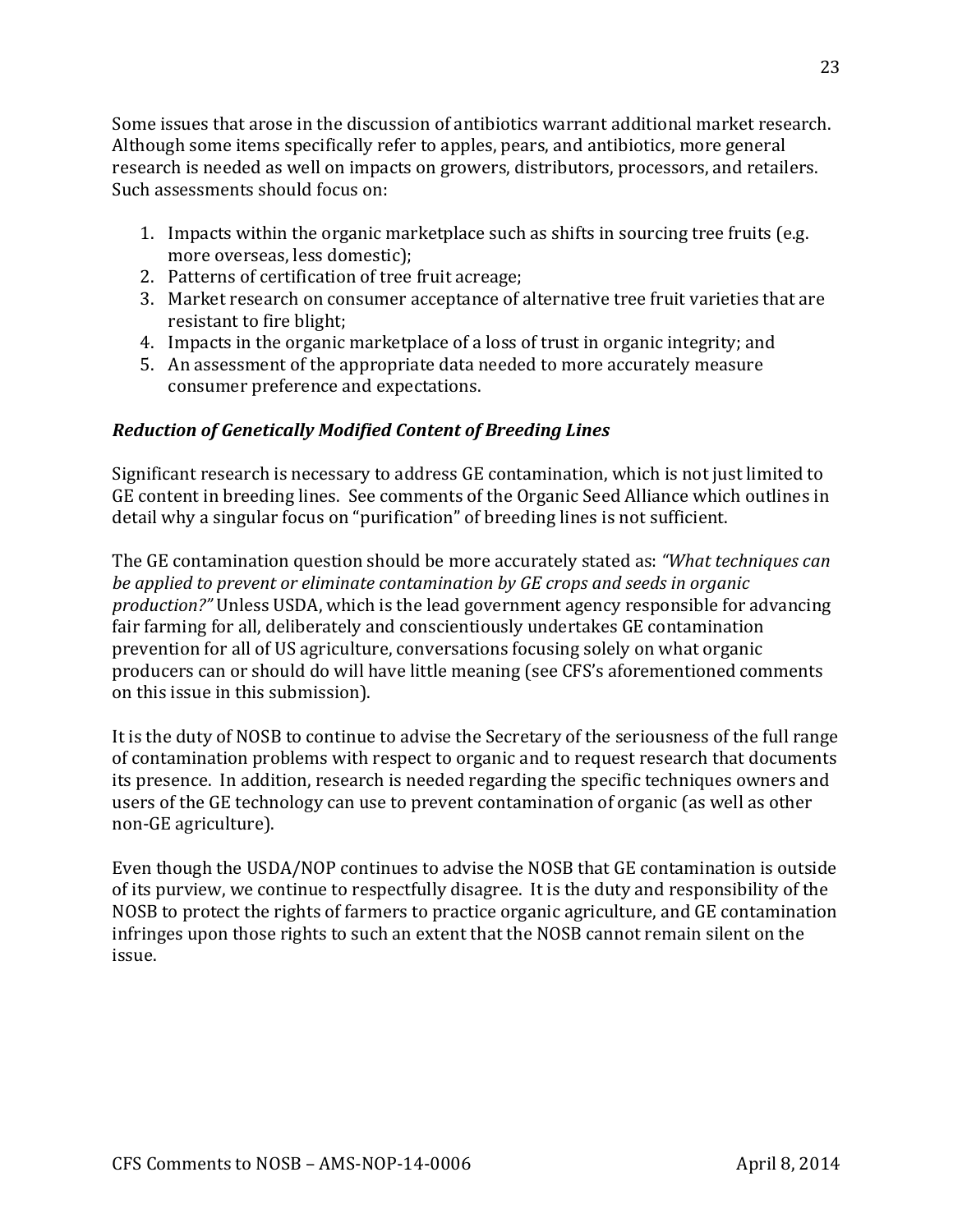Some issues that arose in the discussion of antibiotics warrant additional market research. Although some items specifically refer to apples, pears, and antibiotics, more general research is needed as well on impacts on growers, distributors, processors, and retailers. Such assessments should focus on:

1. Impacts within the organic marketplace such as shifts in sourcing tree fruits (e.g. more overseas, less domestic);
2. Patterns of certification of tree fruit acreage;
3. Market research on consumer acceptance of alternative tree fruit varieties that are resistant to fire blight;
4. Impacts in the organic marketplace of a loss of trust in organic integrity; and
5. An assessment of the appropriate data needed to more accurately measure consumer preference and expectations.

### ***Reduction of Genetically Modified Content of Breeding Lines***

Significant research is necessary to address GE contamination, which is not just limited to GE content in breeding lines. See comments of the Organic Seed Alliance which outlines in detail why a singular focus on "purification" of breeding lines is not sufficient.

The GE contamination question should be more accurately stated as: *"What techniques can be applied to prevent or eliminate contamination by GE crops and seeds in organic production?"* Unless USDA, which is the lead government agency responsible for advancing fair farming for all, deliberately and conscientiously undertakes GE contamination prevention for all of US agriculture, conversations focusing solely on what organic producers can or should do will have little meaning (see CFS's aforementioned comments on this issue in this submission).

It is the duty of NOSB to continue to advise the Secretary of the seriousness of the full range of contamination problems with respect to organic and to request research that documents its presence. In addition, research is needed regarding the specific techniques owners and users of the GE technology can use to prevent contamination of organic (as well as other non-GE agriculture).

Even though the USDA/NOP continues to advise the NOSB that GE contamination is outside of its purview, we continue to respectfully disagree. It is the duty and responsibility of the NOSB to protect the rights of farmers to practice organic agriculture, and GE contamination infringes upon those rights to such an extent that the NOSB cannot remain silent on the issue.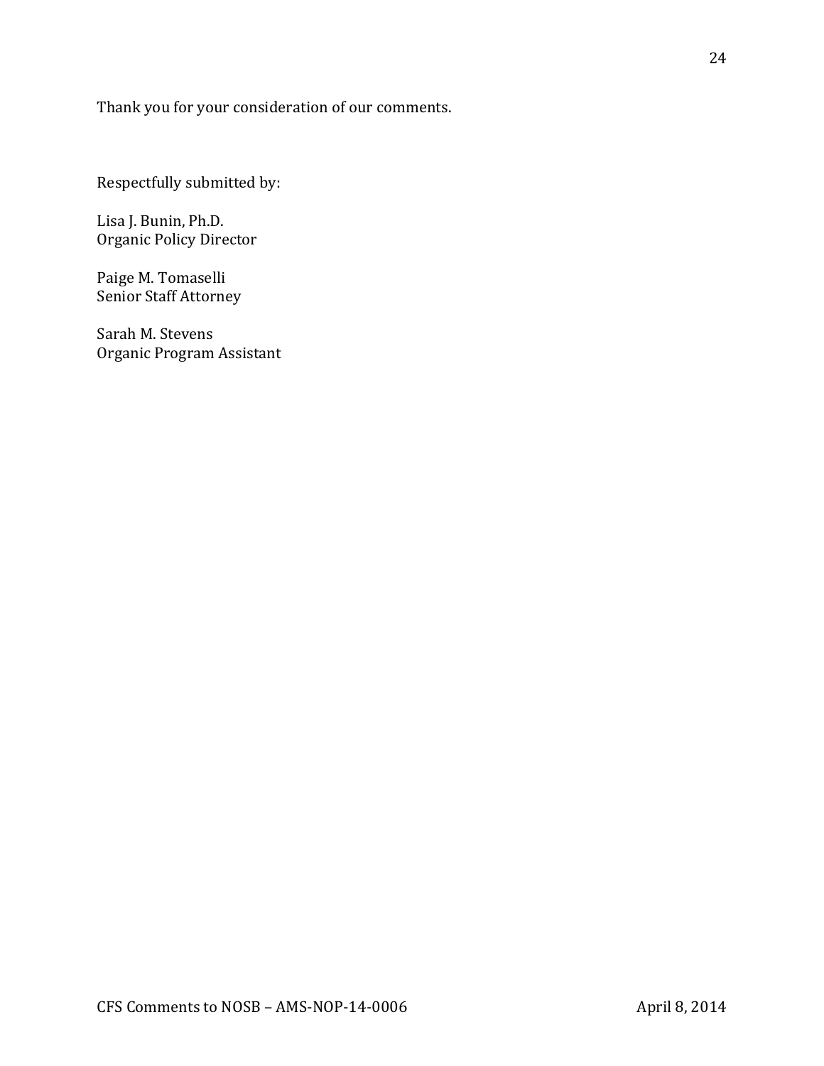Thank you for your consideration of our comments.

Respectfully submitted by:

Lisa J. Bunin, Ph.D.
Organic Policy Director

Paige M. Tomaselli
Senior Staff Attorney

Sarah M. Stevens
Organic Program Assistant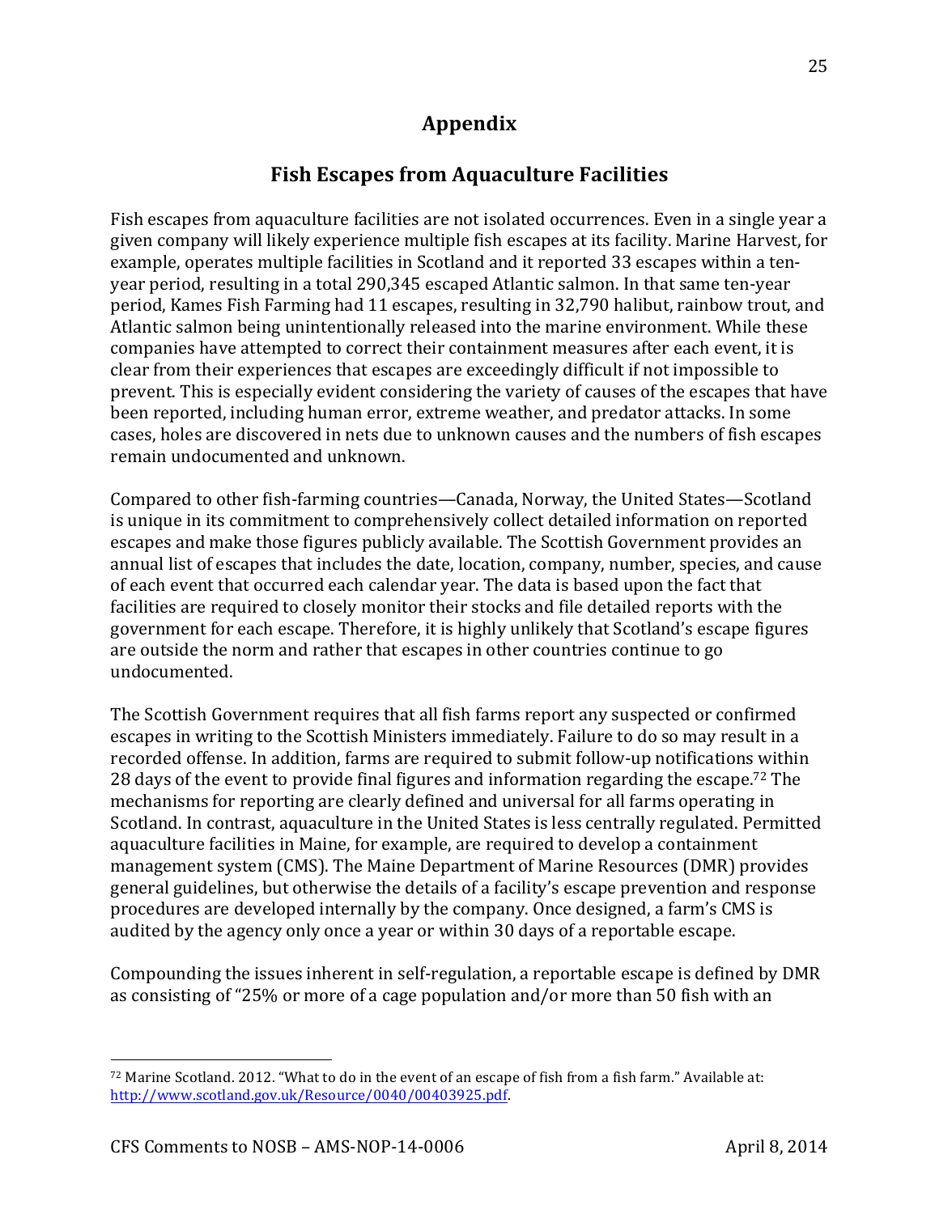# Appendix

## Fish Escapes from Aquaculture Facilities

Fish escapes from aquaculture facilities are not isolated occurrences. Even in a single year a given company will likely experience multiple fish escapes at its facility. Marine Harvest, for example, operates multiple facilities in Scotland and it reported 33 escapes within a ten-year period, resulting in a total 290,345 escaped Atlantic salmon. In that same ten-year period, Kames Fish Farming had 11 escapes, resulting in 32,790 halibut, rainbow trout, and Atlantic salmon being unintentionally released into the marine environment. While these companies have attempted to correct their containment measures after each event, it is clear from their experiences that escapes are exceedingly difficult if not impossible to prevent. This is especially evident considering the variety of causes of the escapes that have been reported, including human error, extreme weather, and predator attacks. In some cases, holes are discovered in nets due to unknown causes and the numbers of fish escapes remain undocumented and unknown.

Compared to other fish-farming countries—Canada, Norway, the United States—Scotland is unique in its commitment to comprehensively collect detailed information on reported escapes and make those figures publicly available. The Scottish Government provides an annual list of escapes that includes the date, location, company, number, species, and cause of each event that occurred each calendar year. The data is based upon the fact that facilities are required to closely monitor their stocks and file detailed reports with the government for each escape. Therefore, it is highly unlikely that Scotland's escape figures are outside the norm and rather that escapes in other countries continue to go undocumented.

The Scottish Government requires that all fish farms report any suspected or confirmed escapes in writing to the Scottish Ministers immediately. Failure to do so may result in a recorded offense. In addition, farms are required to submit follow-up notifications within 28 days of the event to provide final figures and information regarding the escape.[72] The mechanisms for reporting are clearly defined and universal for all farms operating in Scotland. In contrast, aquaculture in the United States is less centrally regulated. Permitted aquaculture facilities in Maine, for example, are required to develop a containment management system (CMS). The Maine Department of Marine Resources (DMR) provides general guidelines, but otherwise the details of a facility's escape prevention and response procedures are developed internally by the company. Once designed, a farm's CMS is audited by the agency only once a year or within 30 days of a reportable escape.

Compounding the issues inherent in self-regulation, a reportable escape is defined by DMR as consisting of "25% or more of a cage population and/or more than 50 fish with an

[72] Marine Scotland. 2012. "What to do in the event of an escape of fish from a fish farm." Available at: http://www.scotland.gov.uk/Resource/0040/00403925.pdf.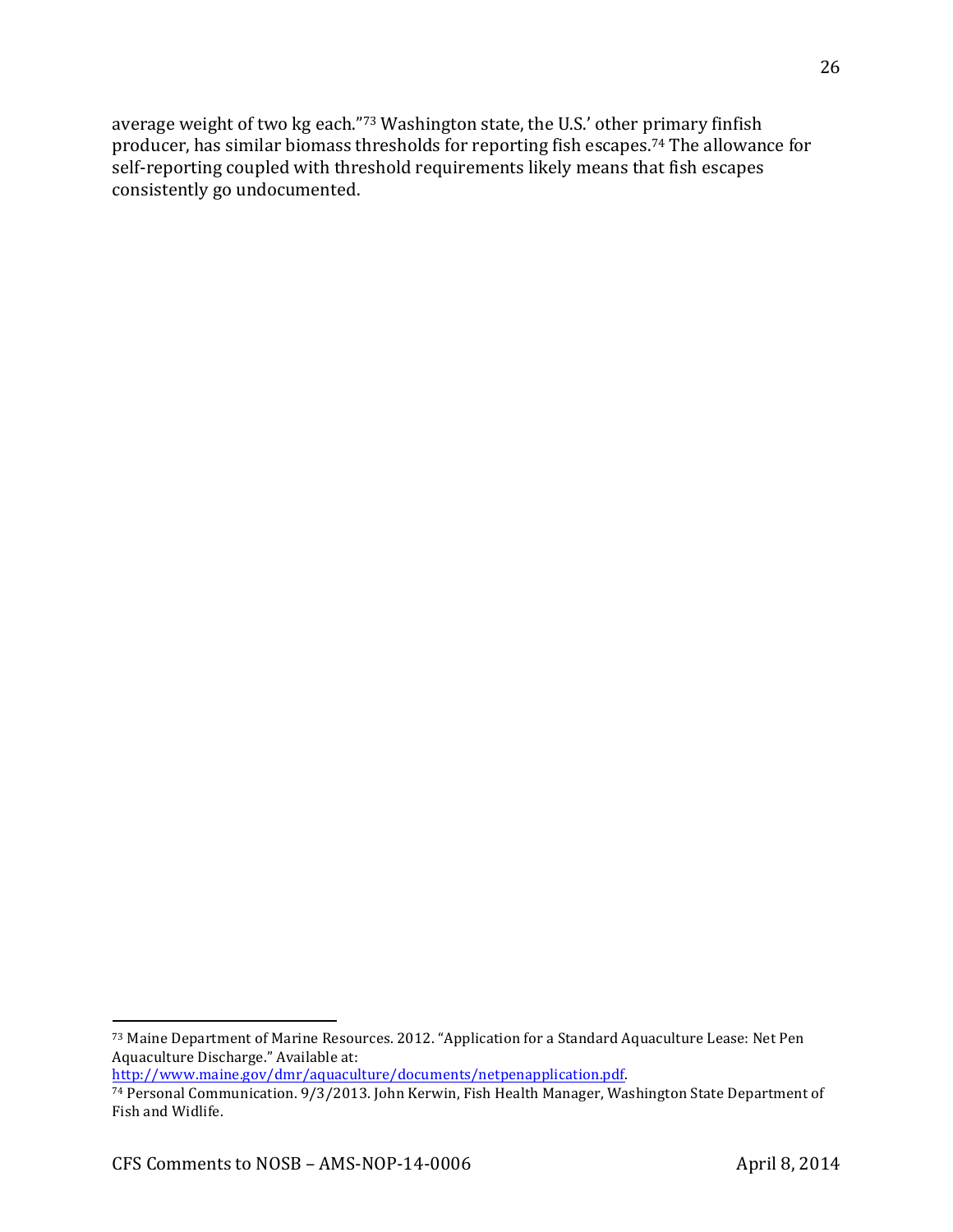average weight of two kg each."[73] Washington state, the U.S.' other primary finfish producer, has similar biomass thresholds for reporting fish escapes.[74] The allowance for self-reporting coupled with threshold requirements likely means that fish escapes consistently go undocumented.

---

[73] Maine Department of Marine Resources. 2012. "Application for a Standard Aquaculture Lease: Net Pen Aquaculture Discharge." Available at: http://www.maine.gov/dmr/aquaculture/documents/netpenapplication.pdf.

[74] Personal Communication. 9/3/2013. John Kerwin, Fish Health Manager, Washington State Department of Fish and Widlife.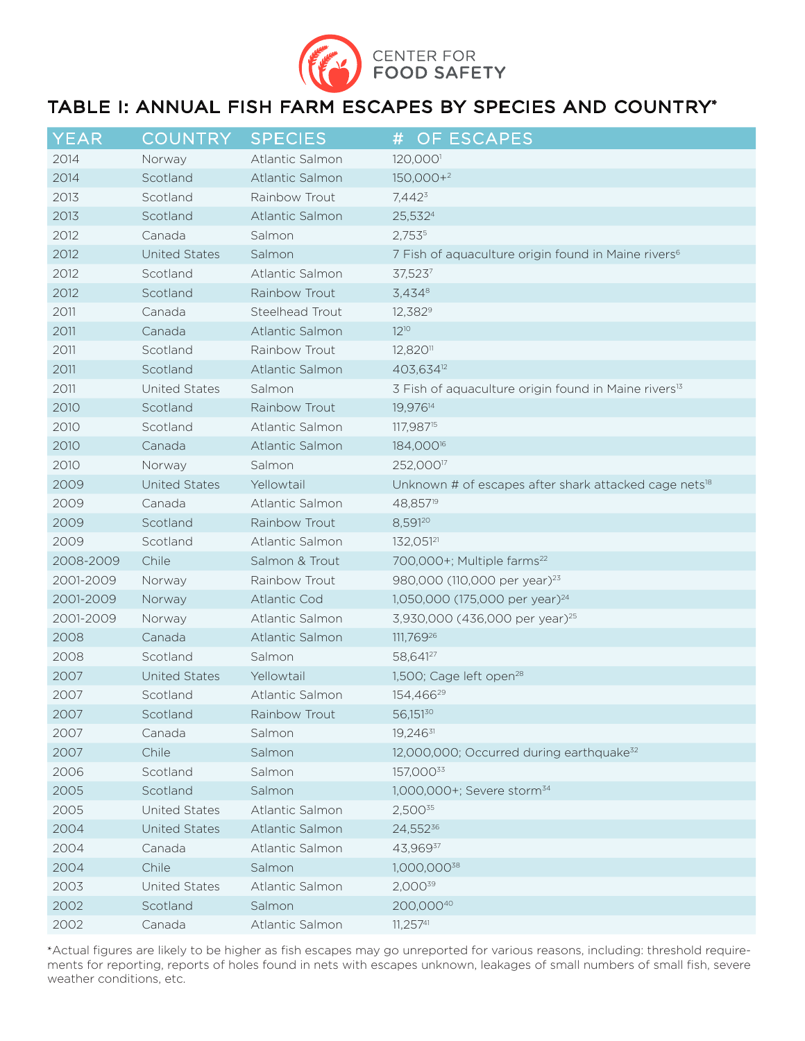CENTER FOR FOOD SAFETY

# TABLE I: ANNUAL FISH FARM ESCAPES BY SPECIES AND COUNTRY*

| YEAR | COUNTRY | SPECIES | # OF ESCAPES |
|---|---|---|---|
| 2014 | Norway | Atlantic Salmon | 120,000[1] |
| 2014 | Scotland | Atlantic Salmon | 150,000+[2] |
| 2013 | Scotland | Rainbow Trout | 7,442[3] |
| 2013 | Scotland | Atlantic Salmon | 25,532[4] |
| 2012 | Canada | Salmon | 2,753[5] |
| 2012 | United States | Salmon | 7 Fish of aquaculture origin found in Maine rivers[6] |
| 2012 | Scotland | Atlantic Salmon | 37,523[7] |
| 2012 | Scotland | Rainbow Trout | 3,434[8] |
| 2011 | Canada | Steelhead Trout | 12,382[9] |
| 2011 | Canada | Atlantic Salmon | 12[10] |
| 2011 | Scotland | Rainbow Trout | 12,820[11] |
| 2011 | Scotland | Atlantic Salmon | 403,634[12] |
| 2011 | United States | Salmon | 3 Fish of aquaculture origin found in Maine rivers[13] |
| 2010 | Scotland | Rainbow Trout | 19,976[14] |
| 2010 | Scotland | Atlantic Salmon | 117,987[15] |
| 2010 | Canada | Atlantic Salmon | 184,000[16] |
| 2010 | Norway | Salmon | 252,000[17] |
| 2009 | United States | Yellowtail | Unknown # of escapes after shark attacked cage nets[18] |
| 2009 | Canada | Atlantic Salmon | 48,857[19] |
| 2009 | Scotland | Rainbow Trout | 8,591[20] |
| 2009 | Scotland | Atlantic Salmon | 132,051[21] |
| 2008-2009 | Chile | Salmon & Trout | 700,000+; Multiple farms[22] |
| 2001-2009 | Norway | Rainbow Trout | 980,000 (110,000 per year)[23] |
| 2001-2009 | Norway | Atlantic Cod | 1,050,000 (175,000 per year)[24] |
| 2001-2009 | Norway | Atlantic Salmon | 3,930,000 (436,000 per year)[25] |
| 2008 | Canada | Atlantic Salmon | 111,769[26] |
| 2008 | Scotland | Salmon | 58,641[27] |
| 2007 | United States | Yellowtail | 1,500; Cage left open[28] |
| 2007 | Scotland | Atlantic Salmon | 154,466[29] |
| 2007 | Scotland | Rainbow Trout | 56,151[30] |
| 2007 | Canada | Salmon | 19,246[31] |
| 2007 | Chile | Salmon | 12,000,000; Occurred during earthquake[32] |
| 2006 | Scotland | Salmon | 157,000[33] |
| 2005 | Scotland | Salmon | 1,000,000+; Severe storm[34] |
| 2005 | United States | Atlantic Salmon | 2,500[35] |
| 2004 | United States | Atlantic Salmon | 24,552[36] |
| 2004 | Canada | Atlantic Salmon | 43,969[37] |
| 2004 | Chile | Salmon | 1,000,000[38] |
| 2003 | United States | Atlantic Salmon | 2,000[39] |
| 2002 | Scotland | Salmon | 200,000[40] |
| 2002 | Canada | Atlantic Salmon | 11,257[41] |

*Actual figures are likely to be higher as fish escapes may go unreported for various reasons, including: threshold requirements for reporting, reports of holes found in nets with escapes unknown, leakages of small numbers of small fish, severe weather conditions, etc.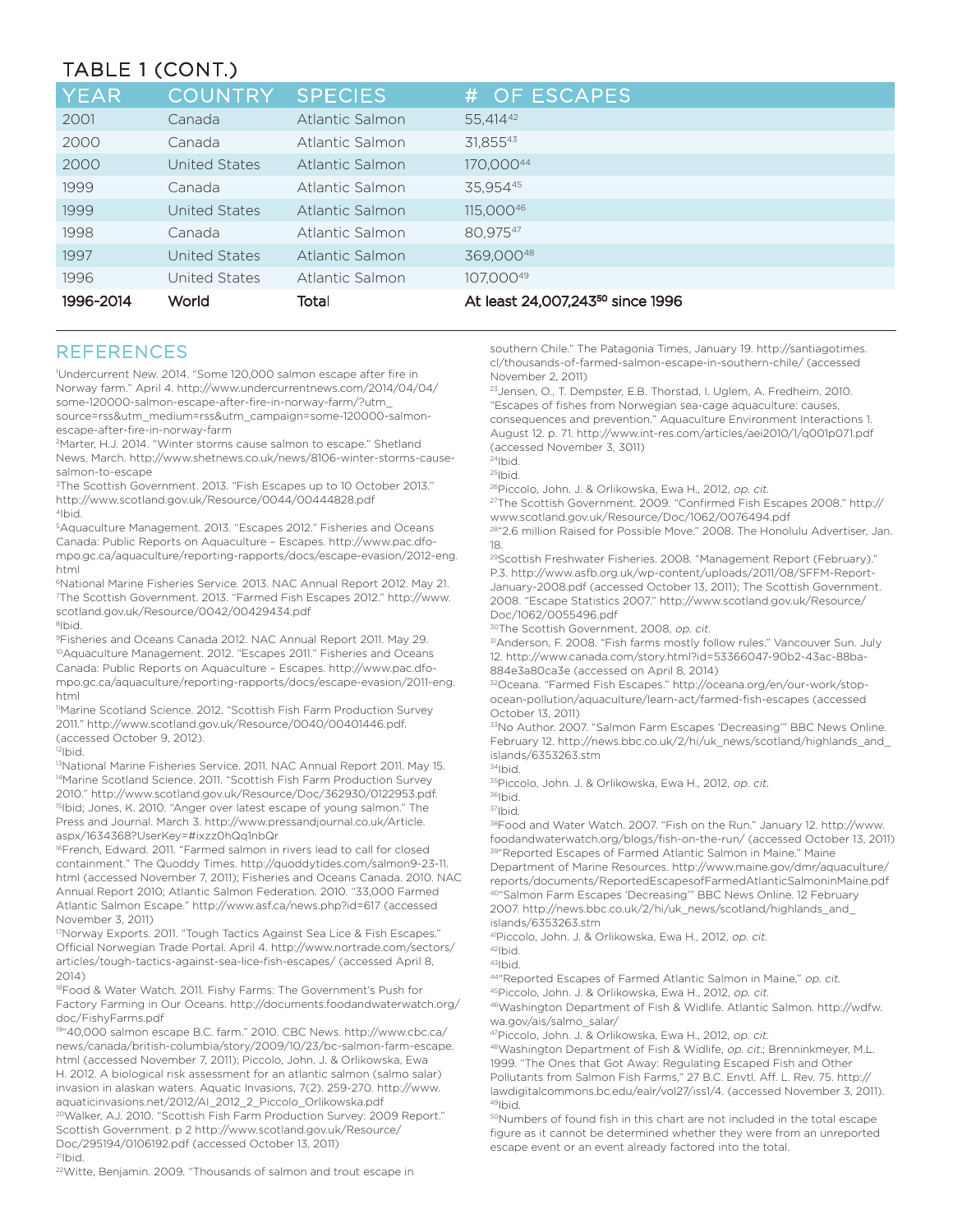## TABLE 1 (CONT.)

| YEAR | COUNTRY | SPECIES | # OF ESCAPES |
|---|---|---|---|
| 2001 | Canada | Atlantic Salmon | 55,414[42] |
| 2000 | Canada | Atlantic Salmon | 31,855[43] |
| 2000 | United States | Atlantic Salmon | 170,000[44] |
| 1999 | Canada | Atlantic Salmon | 35,954[45] |
| 1999 | United States | Atlantic Salmon | 115,000[46] |
| 1998 | Canada | Atlantic Salmon | 80,975[47] |
| 1997 | United States | Atlantic Salmon | 369,000[48] |
| 1996 | United States | Atlantic Salmon | 107,000[49] |
| **1996-2014** | **World** | **Total** | **At least 24,007,243[50] since 1996** |

## REFERENCES

[1]Undercurrent New. 2014. "Some 120,000 salmon escape after fire in Norway farm." April 4. http://www.undercurrentnews.com/2014/04/04/some-120000-salmon-escape-after-fire-in-norway-farm/?utm_source=rss&utm_medium=rss&utm_campaign=some-120000-salmon-escape-after-fire-in-norway-farm

[2]Marter, H.J. 2014. "Winter storms cause salmon to escape." Shetland News. March. http://www.shetnews.co.uk/news/8106-winter-storms-cause-salmon-to-escape

[3]The Scottish Government. 2013. "Fish Escapes up to 10 October 2013." http://www.scotland.gov.uk/Resource/0044/00444828.pdf

[4]Ibid.

[5]Aquaculture Management. 2013. "Escapes 2012." Fisheries and Oceans Canada: Public Reports on Aquaculture – Escapes. http://www.pac.dfo-mpo.gc.ca/aquaculture/reporting-rapports/docs/escape-evasion/2012-eng.html

[6]National Marine Fisheries Service. 2013. NAC Annual Report 2012. May 21.

[7]The Scottish Government. 2013. "Farmed Fish Escapes 2012." http://www.scotland.gov.uk/Resource/0042/00429434.pdf

[8]Ibid.

[9]Fisheries and Oceans Canada 2012. NAC Annual Report 2011. May 29.

[10]Aquaculture Management. 2012. "Escapes 2011." Fisheries and Oceans Canada: Public Reports on Aquaculture – Escapes. http://www.pac.dfo-mpo.gc.ca/aquaculture/reporting-rapports/docs/escape-evasion/2011-eng.html

[11]Marine Scotland Science. 2012. "Scottish Fish Farm Production Survey 2011." http://www.scotland.gov.uk/Resource/0040/00401446.pdf. (accessed October 9, 2012).

[12]Ibid.

[13]National Marine Fisheries Service. 2011. NAC Annual Report 2011. May 15.

[14]Marine Scotland Science. 2011. "Scottish Fish Farm Production Survey 2010." http://www.scotland.gov.uk/Resource/Doc/362930/0122953.pdf.

[15]Ibid; Jones, K. 2010. "Anger over latest escape of young salmon." The Press and Journal. March 3. http://www.pressandjournal.co.uk/Article.aspx/1634368?UserKey=#ixzz0hQq1nbQr

[16]French, Edward. 2011. "Farmed salmon in rivers lead to call for closed containment." The Quoddy Times. http://quoddytides.com/salmon9-23-11.html (accessed November 7, 2011); Fisheries and Oceans Canada. 2010. NAC Annual Report 2010; Atlantic Salmon Federation. 2010. "33,000 Farmed Atlantic Salmon Escape." http://www.asf.ca/news.php?id=617 (accessed November 3, 2011)

[17]Norway Exports. 2011. "Tough Tactics Against Sea Lice & Fish Escapes." Official Norwegian Trade Portal. April 4. http://www.nortrade.com/sectors/articles/tough-tactics-against-sea-lice-fish-escapes/ (accessed April 8, 2014)

[18]Food & Water Watch. 2011. Fishy Farms: The Government's Push for Factory Farming in Our Oceans. http://documents.foodandwaterwatch.org/doc/FishyFarms.pdf

[19]"40,000 salmon escape B.C. farm." 2010. CBC News. http://www.cbc.ca/news/canada/british-columbia/story/2009/10/23/bc-salmon-farm-escape.html (accessed November 7, 2011); Piccolo, John. J. & Orlikowska, Ewa H. 2012. A biological risk assessment for an atlantic salmon (salmo salar) invasion in alaskan waters. Aquatic Invasions, 7(2). 259-270. http://www.aquaticinvasions.net/2012/AI_2012_2_Piccolo_Orlikowska.pdf

[20]Walker, AJ. 2010. "Scottish Fish Farm Production Survey: 2009 Report." Scottish Government. p 2 http://www.scotland.gov.uk/Resource/Doc/295194/0106192.pdf (accessed October 13, 2011)

[21]Ibid.

[22]Witte, Benjamin. 2009. "Thousands of salmon and trout escape in southern Chile." The Patagonia Times, January 19. http://santiagotimes.cl/thousands-of-farmed-salmon-escape-in-southern-chile/ (accessed November 2, 2011)

[23]Jensen, O., T. Dempster, E.B. Thorstad, I. Uglem, A. Fredheim. 2010. "Escapes of fishes from Norwegian sea-cage aquaculture: causes, consequences and prevention." Aquaculture Environment Interactions 1. August 12. p. 71. http://www.int-res.com/articles/aei2010/1/q001p071.pdf (accessed November 3, 3011)

[24]Ibid.

[25]Ibid.

[26]Piccolo, John. J. & Orlikowska, Ewa H., 2012, *op. cit.*

[27]The Scottish Government. 2009. "Confirmed Fish Escapes 2008." http://www.scotland.gov.uk/Resource/Doc/1062/0076494.pdf

[28]"2.6 million Raised for Possible Move." 2008. The Honolulu Advertiser, Jan. 18.

[29]Scottish Freshwater Fisheries. 2008. "Management Report (February)." P.3. http://www.asfb.org.uk/wp-content/uploads/2011/08/SFFM-Report-January-2008.pdf (accessed October 13, 2011); The Scottish Government. 2008. "Escape Statistics 2007." http://www.scotland.gov.uk/Resource/Doc/1062/0055496.pdf

[30]The Scottish Government, 2008, *op. cit.*

[31]Anderson, F. 2008. "Fish farms mostly follow rules." Vancouver Sun. July 12. http://www.canada.com/story.html?id=53366047-90b2-43ac-88ba-884e3a80ca3e (accessed on April 8, 2014)

[32]Oceana. "Farmed Fish Escapes." http://oceana.org/en/our-work/stop-ocean-pollution/aquaculture/learn-act/farmed-fish-escapes (accessed October 13, 2011)

[33]No Author. 2007. "Salmon Farm Escapes 'Decreasing'" BBC News Online. February 12. http://news.bbc.co.uk/2/hi/uk_news/scotland/highlands_and_islands/6353263.stm

[34]Ibid.

[35]Piccolo, John. J. & Orlikowska, Ewa H., 2012, *op. cit.*

[36]Ibid.

[37]Ibid.

[38]Food and Water Watch. 2007. "Fish on the Run." January 12. http://www.foodandwaterwatch.org/blogs/fish-on-the-run/ (accessed October 13, 2011)

[39]"Reported Escapes of Farmed Atlantic Salmon in Maine." Maine Department of Marine Resources. http://www.maine.gov/dmr/aquaculture/reports/documents/ReportedEscapesofFarmedAtlanticSalmoninMaine.pdf

[40]"Salmon Farm Escapes 'Decreasing'" BBC News Online. 12 February 2007. http://news.bbc.co.uk/2/hi/uk_news/scotland/highlands_and_islands/6353263.stm

[41]Piccolo, John. J. & Orlikowska, Ewa H., 2012, *op. cit.*

[42]Ibid.

[43]Ibid.

[44]"Reported Escapes of Farmed Atlantic Salmon in Maine," *op. cit.*

[45]Piccolo, John. J. & Orlikowska, Ewa H., 2012, *op. cit.*

[46]Washington Department of Fish & Widlife. Atlantic Salmon. http://wdfw.wa.gov/ais/salmo_salar/

[47]Piccolo, John. J. & Orlikowska, Ewa H., 2012, *op. cit.*

[48]Washington Department of Fish & Widlife, *op. cit.*; Brenninkmeyer, M.L. 1999. "The Ones that Got Away: Regulating Escaped Fish and Other Pollutants from Salmon Fish Farms," 27 B.C. Envtl. Aff. L. Rev. 75. http://lawdigitalcommons.bc.edu/ealr/vol27/iss1/4. (accessed November 3, 2011).

[49]Ibid.

[50]Numbers of found fish in this chart are not included in the total escape figure as it cannot be determined whether they were from an unreported escape event or an event already factored into the total.